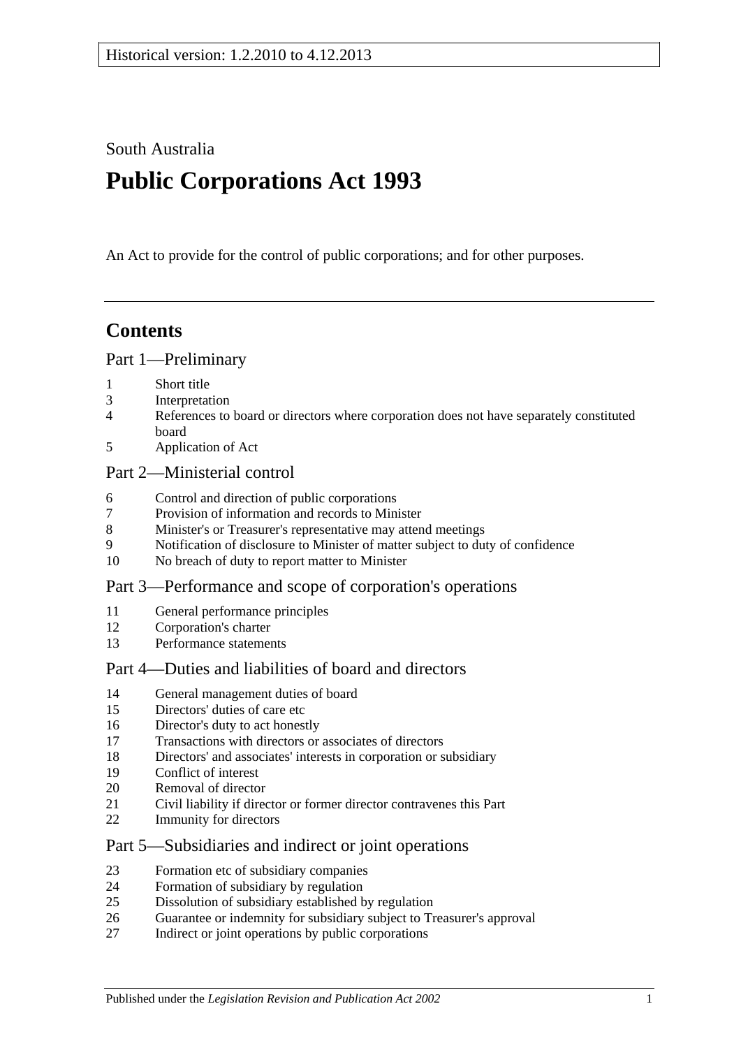Historical version: 1.2.2010 to 4.12.2013

South Australia

# Public Corporations Act 1993

An Act to provide for the control of public corporations; and for other purposes.

## Contents

### Part 1—Preliminary

1 Short title
3 Interpretation
4 References to board or directors where corporation does not have separately constituted board
5 Application of Act

### Part 2—Ministerial control

6 Control and direction of public corporations
7 Provision of information and records to Minister
8 Minister's or Treasurer's representative may attend meetings
9 Notification of disclosure to Minister of matter subject to duty of confidence
10 No breach of duty to report matter to Minister

### Part 3—Performance and scope of corporation's operations

11 General performance principles
12 Corporation's charter
13 Performance statements

### Part 4—Duties and liabilities of board and directors

14 General management duties of board
15 Directors' duties of care etc
16 Director's duty to act honestly
17 Transactions with directors or associates of directors
18 Directors' and associates' interests in corporation or subsidiary
19 Conflict of interest
20 Removal of director
21 Civil liability if director or former director contravenes this Part
22 Immunity for directors

### Part 5—Subsidiaries and indirect or joint operations

23 Formation etc of subsidiary companies
24 Formation of subsidiary by regulation
25 Dissolution of subsidiary established by regulation
26 Guarantee or indemnity for subsidiary subject to Treasurer's approval
27 Indirect or joint operations by public corporations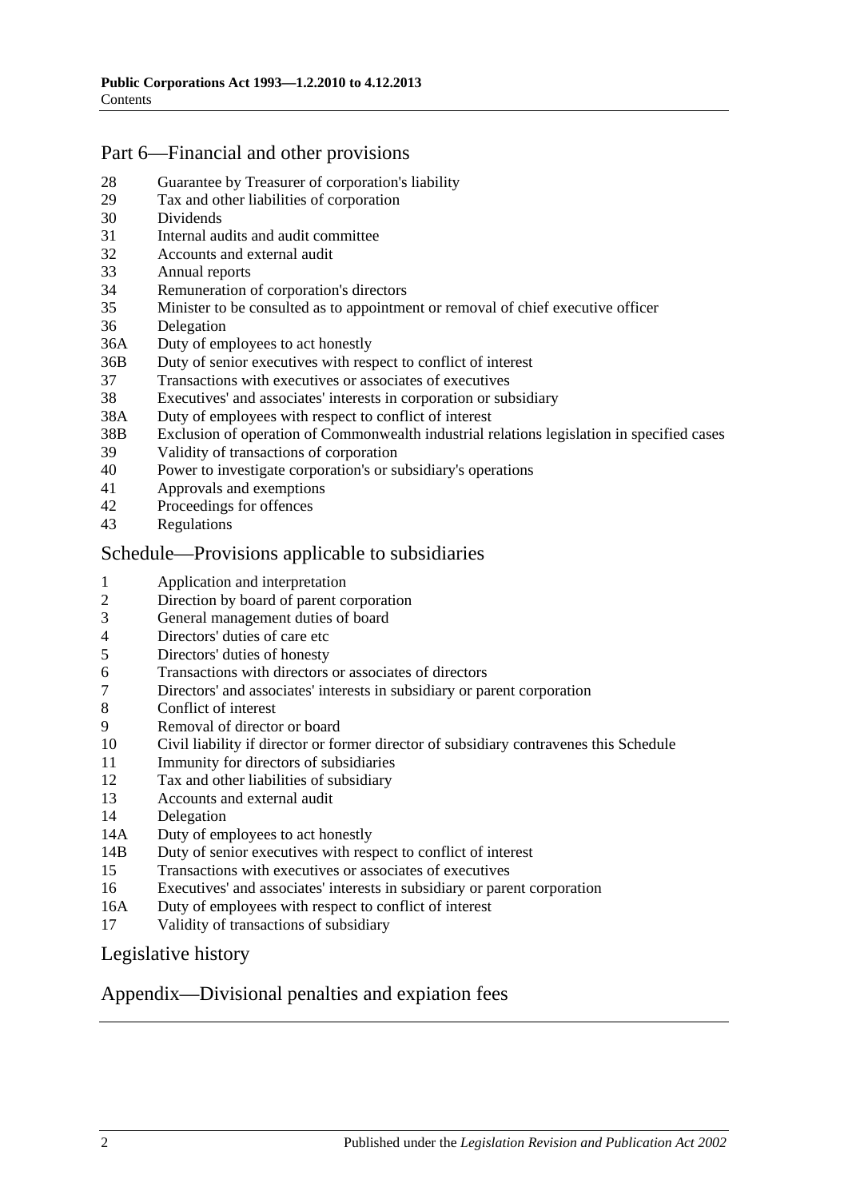## Part 6—Financial and other provisions

28 Guarantee by Treasurer of corporation's liability
29 Tax and other liabilities of corporation
30 Dividends
31 Internal audits and audit committee
32 Accounts and external audit
33 Annual reports
34 Remuneration of corporation's directors
35 Minister to be consulted as to appointment or removal of chief executive officer
36 Delegation
36A Duty of employees to act honestly
36B Duty of senior executives with respect to conflict of interest
37 Transactions with executives or associates of executives
38 Executives' and associates' interests in corporation or subsidiary
38A Duty of employees with respect to conflict of interest
38B Exclusion of operation of Commonwealth industrial relations legislation in specified cases
39 Validity of transactions of corporation
40 Power to investigate corporation's or subsidiary's operations
41 Approvals and exemptions
42 Proceedings for offences
43 Regulations

## Schedule—Provisions applicable to subsidiaries

1 Application and interpretation
2 Direction by board of parent corporation
3 General management duties of board
4 Directors' duties of care etc
5 Directors' duties of honesty
6 Transactions with directors or associates of directors
7 Directors' and associates' interests in subsidiary or parent corporation
8 Conflict of interest
9 Removal of director or board
10 Civil liability if director or former director of subsidiary contravenes this Schedule
11 Immunity for directors of subsidiaries
12 Tax and other liabilities of subsidiary
13 Accounts and external audit
14 Delegation
14A Duty of employees to act honestly
14B Duty of senior executives with respect to conflict of interest
15 Transactions with executives or associates of executives
16 Executives' and associates' interests in subsidiary or parent corporation
16A Duty of employees with respect to conflict of interest
17 Validity of transactions of subsidiary

## Legislative history

## Appendix—Divisional penalties and expiation fees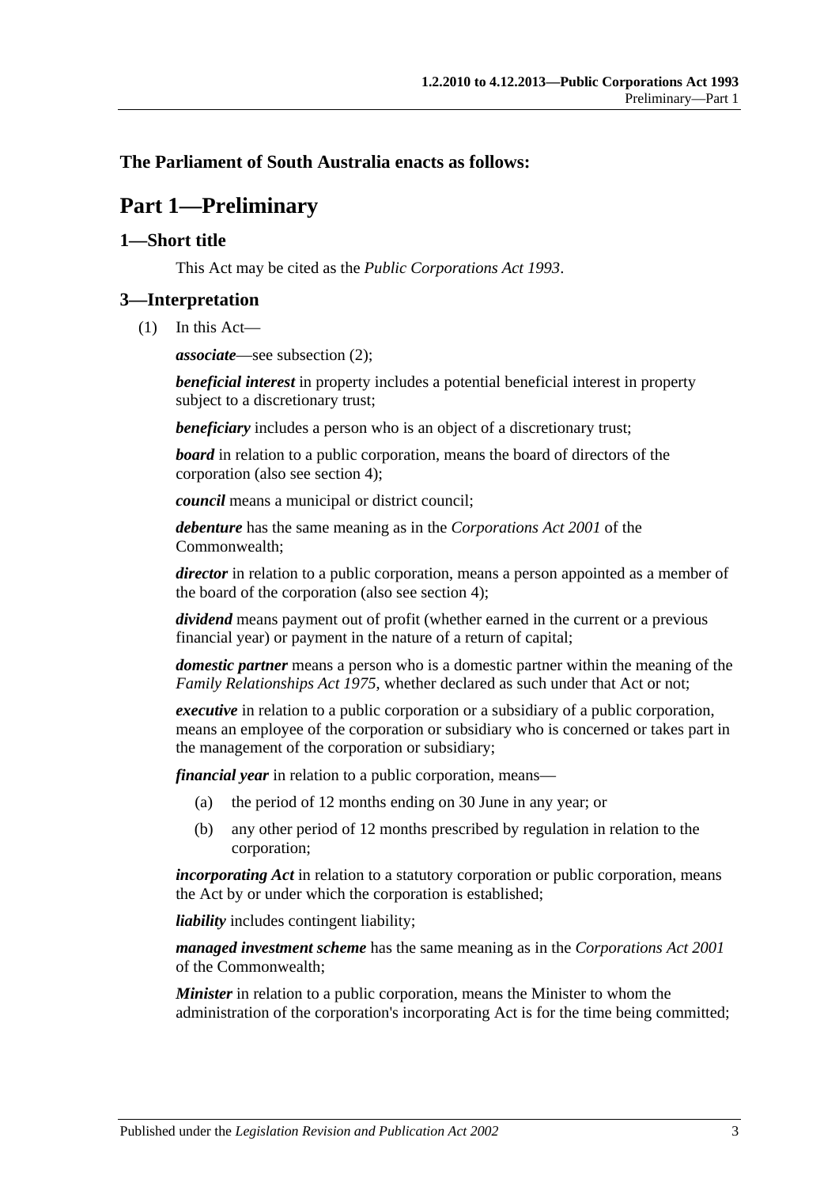**The Parliament of South Australia enacts as follows:**

# Part 1—Preliminary

## 1—Short title

This Act may be cited as the *Public Corporations Act 1993*.

## 3—Interpretation

(1) In this Act—

***associate***—see subsection (2);

***beneficial interest*** in property includes a potential beneficial interest in property subject to a discretionary trust;

***beneficiary*** includes a person who is an object of a discretionary trust;

***board*** in relation to a public corporation, means the board of directors of the corporation (also see section 4);

***council*** means a municipal or district council;

***debenture*** has the same meaning as in the *Corporations Act 2001* of the Commonwealth;

***director*** in relation to a public corporation, means a person appointed as a member of the board of the corporation (also see section 4);

***dividend*** means payment out of profit (whether earned in the current or a previous financial year) or payment in the nature of a return of capital;

***domestic partner*** means a person who is a domestic partner within the meaning of the *Family Relationships Act 1975*, whether declared as such under that Act or not;

***executive*** in relation to a public corporation or a subsidiary of a public corporation, means an employee of the corporation or subsidiary who is concerned or takes part in the management of the corporation or subsidiary;

***financial year*** in relation to a public corporation, means—

(a) the period of 12 months ending on 30 June in any year; or

(b) any other period of 12 months prescribed by regulation in relation to the corporation;

***incorporating Act*** in relation to a statutory corporation or public corporation, means the Act by or under which the corporation is established;

***liability*** includes contingent liability;

***managed investment scheme*** has the same meaning as in the *Corporations Act 2001* of the Commonwealth;

***Minister*** in relation to a public corporation, means the Minister to whom the administration of the corporation's incorporating Act is for the time being committed;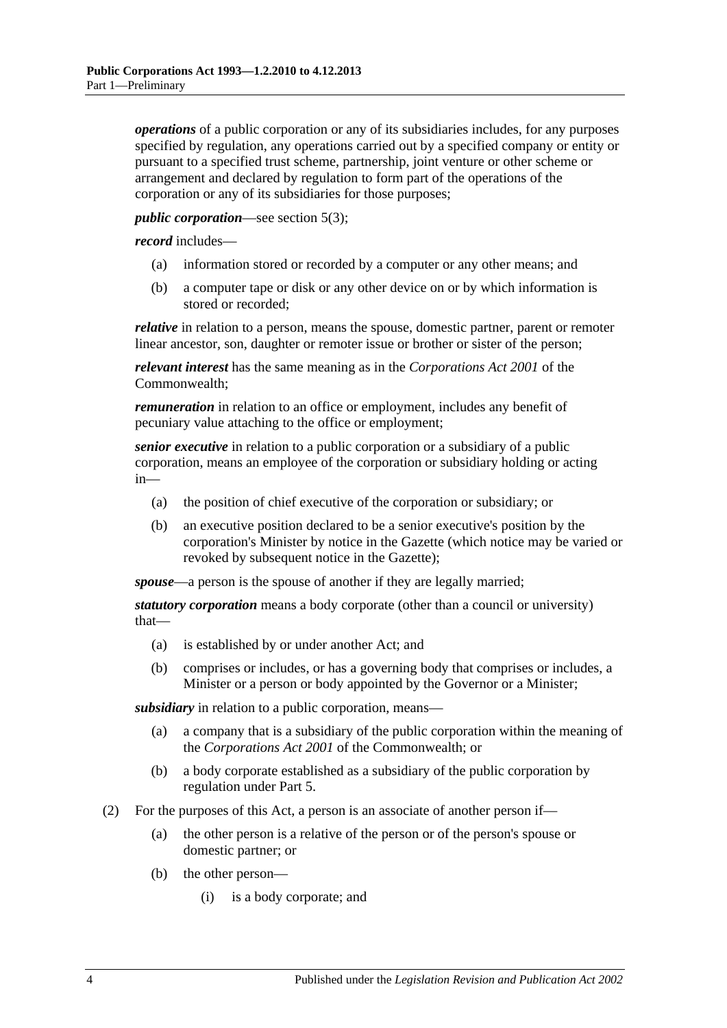***operations*** of a public corporation or any of its subsidiaries includes, for any purposes specified by regulation, any operations carried out by a specified company or entity or pursuant to a specified trust scheme, partnership, joint venture or other scheme or arrangement and declared by regulation to form part of the operations of the corporation or any of its subsidiaries for those purposes;

***public corporation***—see section 5(3);

***record*** includes—

- (a) information stored or recorded by a computer or any other means; and
- (b) a computer tape or disk or any other device on or by which information is stored or recorded;

***relative*** in relation to a person, means the spouse, domestic partner, parent or remoter linear ancestor, son, daughter or remoter issue or brother or sister of the person;

***relevant interest*** has the same meaning as in the *Corporations Act 2001* of the Commonwealth;

***remuneration*** in relation to an office or employment, includes any benefit of pecuniary value attaching to the office or employment;

***senior executive*** in relation to a public corporation or a subsidiary of a public corporation, means an employee of the corporation or subsidiary holding or acting in—

- (a) the position of chief executive of the corporation or subsidiary; or
- (b) an executive position declared to be a senior executive's position by the corporation's Minister by notice in the Gazette (which notice may be varied or revoked by subsequent notice in the Gazette);

***spouse***—a person is the spouse of another if they are legally married;

***statutory corporation*** means a body corporate (other than a council or university) that—

- (a) is established by or under another Act; and
- (b) comprises or includes, or has a governing body that comprises or includes, a Minister or a person or body appointed by the Governor or a Minister;

***subsidiary*** in relation to a public corporation, means—

- (a) a company that is a subsidiary of the public corporation within the meaning of the *Corporations Act 2001* of the Commonwealth; or
- (b) a body corporate established as a subsidiary of the public corporation by regulation under Part 5.

(2) For the purposes of this Act, a person is an associate of another person if—

- (a) the other person is a relative of the person or of the person's spouse or domestic partner; or
- (b) the other person—
  - (i) is a body corporate; and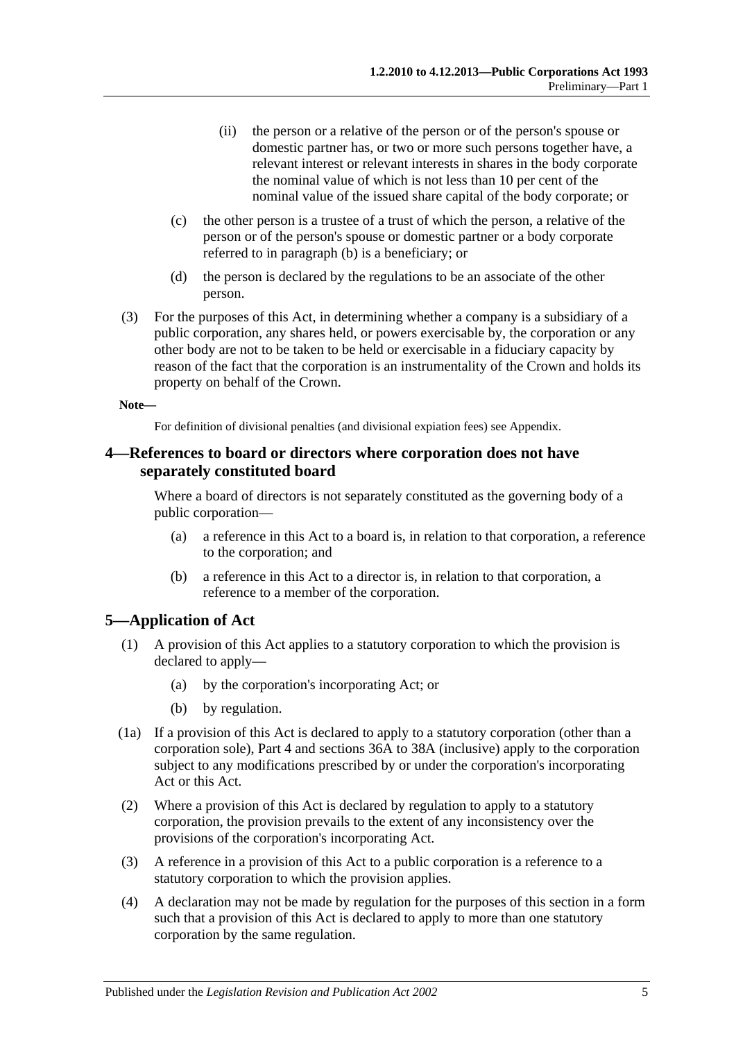(ii) the person or a relative of the person or of the person's spouse or domestic partner has, or two or more such persons together have, a relevant interest or relevant interests in shares in the body corporate the nominal value of which is not less than 10 per cent of the nominal value of the issued share capital of the body corporate; or

(c) the other person is a trustee of a trust of which the person, a relative of the person or of the person's spouse or domestic partner or a body corporate referred to in paragraph (b) is a beneficiary; or

(d) the person is declared by the regulations to be an associate of the other person.

(3) For the purposes of this Act, in determining whether a company is a subsidiary of a public corporation, any shares held, or powers exercisable by, the corporation or any other body are not to be taken to be held or exercisable in a fiduciary capacity by reason of the fact that the corporation is an instrumentality of the Crown and holds its property on behalf of the Crown.

**Note—**

For definition of divisional penalties (and divisional expiation fees) see Appendix.

## 4—References to board or directors where corporation does not have separately constituted board

Where a board of directors is not separately constituted as the governing body of a public corporation—

(a) a reference in this Act to a board is, in relation to that corporation, a reference to the corporation; and

(b) a reference in this Act to a director is, in relation to that corporation, a reference to a member of the corporation.

## 5—Application of Act

(1) A provision of this Act applies to a statutory corporation to which the provision is declared to apply—

(a) by the corporation's incorporating Act; or

(b) by regulation.

(1a) If a provision of this Act is declared to apply to a statutory corporation (other than a corporation sole), Part 4 and sections 36A to 38A (inclusive) apply to the corporation subject to any modifications prescribed by or under the corporation's incorporating Act or this Act.

(2) Where a provision of this Act is declared by regulation to apply to a statutory corporation, the provision prevails to the extent of any inconsistency over the provisions of the corporation's incorporating Act.

(3) A reference in a provision of this Act to a public corporation is a reference to a statutory corporation to which the provision applies.

(4) A declaration may not be made by regulation for the purposes of this section in a form such that a provision of this Act is declared to apply to more than one statutory corporation by the same regulation.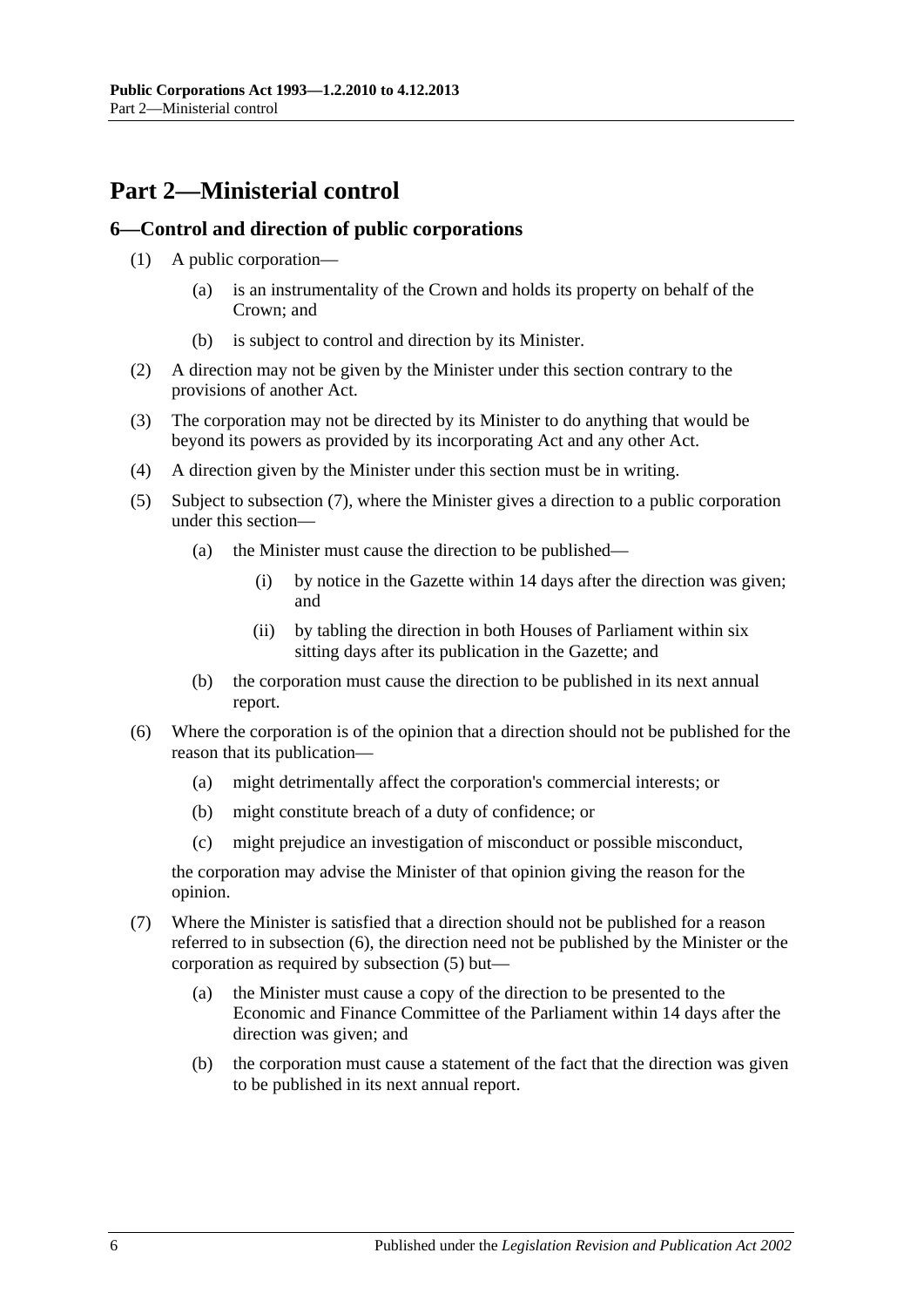# Part 2—Ministerial control

## 6—Control and direction of public corporations

(1) A public corporation—

(a) is an instrumentality of the Crown and holds its property on behalf of the Crown; and

(b) is subject to control and direction by its Minister.

(2) A direction may not be given by the Minister under this section contrary to the provisions of another Act.

(3) The corporation may not be directed by its Minister to do anything that would be beyond its powers as provided by its incorporating Act and any other Act.

(4) A direction given by the Minister under this section must be in writing.

(5) Subject to subsection (7), where the Minister gives a direction to a public corporation under this section—

(a) the Minister must cause the direction to be published—

(i) by notice in the Gazette within 14 days after the direction was given; and

(ii) by tabling the direction in both Houses of Parliament within six sitting days after its publication in the Gazette; and

(b) the corporation must cause the direction to be published in its next annual report.

(6) Where the corporation is of the opinion that a direction should not be published for the reason that its publication—

(a) might detrimentally affect the corporation's commercial interests; or

(b) might constitute breach of a duty of confidence; or

(c) might prejudice an investigation of misconduct or possible misconduct,

the corporation may advise the Minister of that opinion giving the reason for the opinion.

(7) Where the Minister is satisfied that a direction should not be published for a reason referred to in subsection (6), the direction need not be published by the Minister or the corporation as required by subsection (5) but—

(a) the Minister must cause a copy of the direction to be presented to the Economic and Finance Committee of the Parliament within 14 days after the direction was given; and

(b) the corporation must cause a statement of the fact that the direction was given to be published in its next annual report.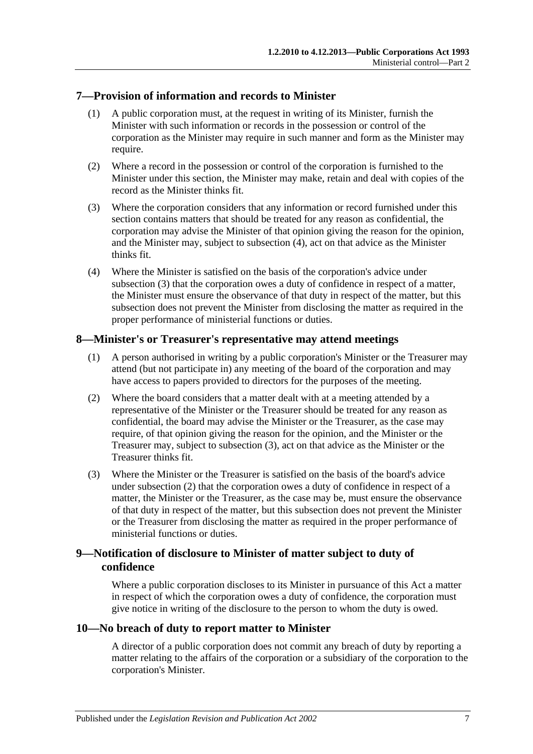## 7—Provision of information and records to Minister

(1) A public corporation must, at the request in writing of its Minister, furnish the Minister with such information or records in the possession or control of the corporation as the Minister may require in such manner and form as the Minister may require.

(2) Where a record in the possession or control of the corporation is furnished to the Minister under this section, the Minister may make, retain and deal with copies of the record as the Minister thinks fit.

(3) Where the corporation considers that any information or record furnished under this section contains matters that should be treated for any reason as confidential, the corporation may advise the Minister of that opinion giving the reason for the opinion, and the Minister may, subject to subsection (4), act on that advice as the Minister thinks fit.

(4) Where the Minister is satisfied on the basis of the corporation's advice under subsection (3) that the corporation owes a duty of confidence in respect of a matter, the Minister must ensure the observance of that duty in respect of the matter, but this subsection does not prevent the Minister from disclosing the matter as required in the proper performance of ministerial functions or duties.

## 8—Minister's or Treasurer's representative may attend meetings

(1) A person authorised in writing by a public corporation's Minister or the Treasurer may attend (but not participate in) any meeting of the board of the corporation and may have access to papers provided to directors for the purposes of the meeting.

(2) Where the board considers that a matter dealt with at a meeting attended by a representative of the Minister or the Treasurer should be treated for any reason as confidential, the board may advise the Minister or the Treasurer, as the case may require, of that opinion giving the reason for the opinion, and the Minister or the Treasurer may, subject to subsection (3), act on that advice as the Minister or the Treasurer thinks fit.

(3) Where the Minister or the Treasurer is satisfied on the basis of the board's advice under subsection (2) that the corporation owes a duty of confidence in respect of a matter, the Minister or the Treasurer, as the case may be, must ensure the observance of that duty in respect of the matter, but this subsection does not prevent the Minister or the Treasurer from disclosing the matter as required in the proper performance of ministerial functions or duties.

## 9—Notification of disclosure to Minister of matter subject to duty of confidence

Where a public corporation discloses to its Minister in pursuance of this Act a matter in respect of which the corporation owes a duty of confidence, the corporation must give notice in writing of the disclosure to the person to whom the duty is owed.

## 10—No breach of duty to report matter to Minister

A director of a public corporation does not commit any breach of duty by reporting a matter relating to the affairs of the corporation or a subsidiary of the corporation to the corporation's Minister.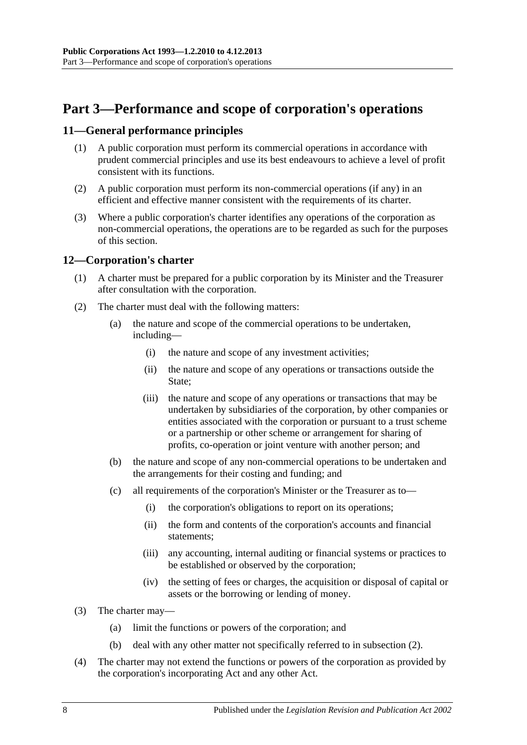# Part 3—Performance and scope of corporation's operations

## 11—General performance principles

(1) A public corporation must perform its commercial operations in accordance with prudent commercial principles and use its best endeavours to achieve a level of profit consistent with its functions.

(2) A public corporation must perform its non-commercial operations (if any) in an efficient and effective manner consistent with the requirements of its charter.

(3) Where a public corporation's charter identifies any operations of the corporation as non-commercial operations, the operations are to be regarded as such for the purposes of this section.

## 12—Corporation's charter

(1) A charter must be prepared for a public corporation by its Minister and the Treasurer after consultation with the corporation.

(2) The charter must deal with the following matters:

(a) the nature and scope of the commercial operations to be undertaken, including—

(i) the nature and scope of any investment activities;

(ii) the nature and scope of any operations or transactions outside the State;

(iii) the nature and scope of any operations or transactions that may be undertaken by subsidiaries of the corporation, by other companies or entities associated with the corporation or pursuant to a trust scheme or a partnership or other scheme or arrangement for sharing of profits, co-operation or joint venture with another person; and

(b) the nature and scope of any non-commercial operations to be undertaken and the arrangements for their costing and funding; and

(c) all requirements of the corporation's Minister or the Treasurer as to—

(i) the corporation's obligations to report on its operations;

(ii) the form and contents of the corporation's accounts and financial statements;

(iii) any accounting, internal auditing or financial systems or practices to be established or observed by the corporation;

(iv) the setting of fees or charges, the acquisition or disposal of capital or assets or the borrowing or lending of money.

(3) The charter may—

(a) limit the functions or powers of the corporation; and

(b) deal with any other matter not specifically referred to in subsection (2).

(4) The charter may not extend the functions or powers of the corporation as provided by the corporation's incorporating Act and any other Act.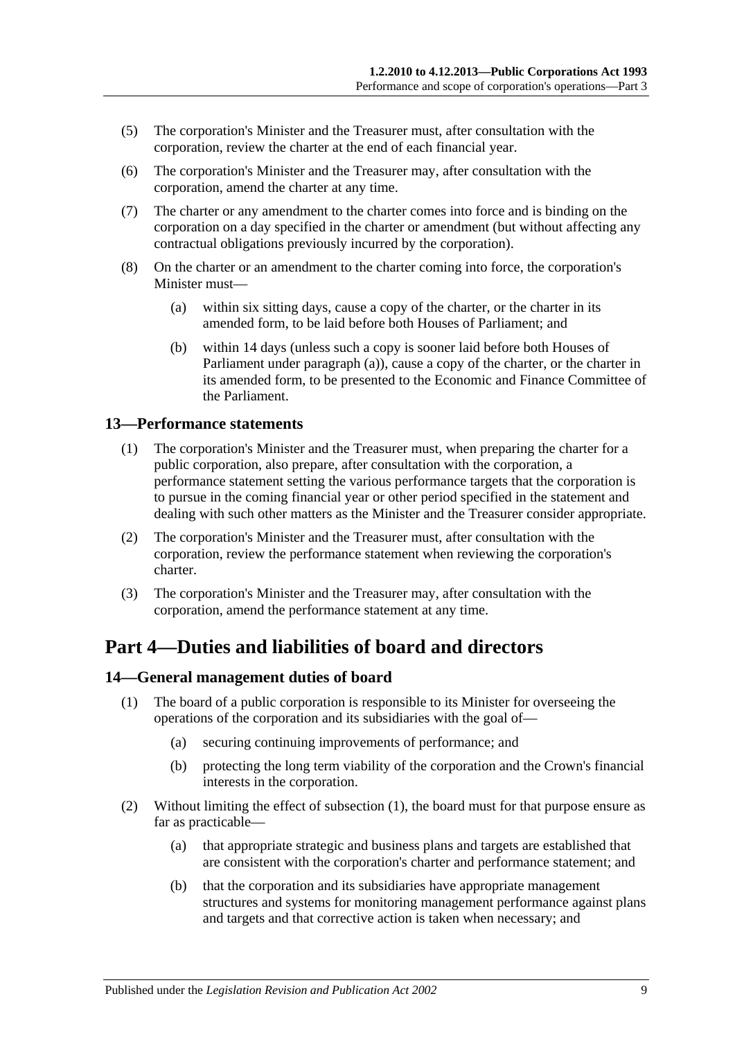(5) The corporation's Minister and the Treasurer must, after consultation with the corporation, review the charter at the end of each financial year.

(6) The corporation's Minister and the Treasurer may, after consultation with the corporation, amend the charter at any time.

(7) The charter or any amendment to the charter comes into force and is binding on the corporation on a day specified in the charter or amendment (but without affecting any contractual obligations previously incurred by the corporation).

(8) On the charter or an amendment to the charter coming into force, the corporation's Minister must—

(a) within six sitting days, cause a copy of the charter, or the charter in its amended form, to be laid before both Houses of Parliament; and

(b) within 14 days (unless such a copy is sooner laid before both Houses of Parliament under paragraph (a)), cause a copy of the charter, or the charter in its amended form, to be presented to the Economic and Finance Committee of the Parliament.

### 13—Performance statements

(1) The corporation's Minister and the Treasurer must, when preparing the charter for a public corporation, also prepare, after consultation with the corporation, a performance statement setting the various performance targets that the corporation is to pursue in the coming financial year or other period specified in the statement and dealing with such other matters as the Minister and the Treasurer consider appropriate.

(2) The corporation's Minister and the Treasurer must, after consultation with the corporation, review the performance statement when reviewing the corporation's charter.

(3) The corporation's Minister and the Treasurer may, after consultation with the corporation, amend the performance statement at any time.

## Part 4—Duties and liabilities of board and directors

### 14—General management duties of board

(1) The board of a public corporation is responsible to its Minister for overseeing the operations of the corporation and its subsidiaries with the goal of—

(a) securing continuing improvements of performance; and

(b) protecting the long term viability of the corporation and the Crown's financial interests in the corporation.

(2) Without limiting the effect of subsection (1), the board must for that purpose ensure as far as practicable—

(a) that appropriate strategic and business plans and targets are established that are consistent with the corporation's charter and performance statement; and

(b) that the corporation and its subsidiaries have appropriate management structures and systems for monitoring management performance against plans and targets and that corrective action is taken when necessary; and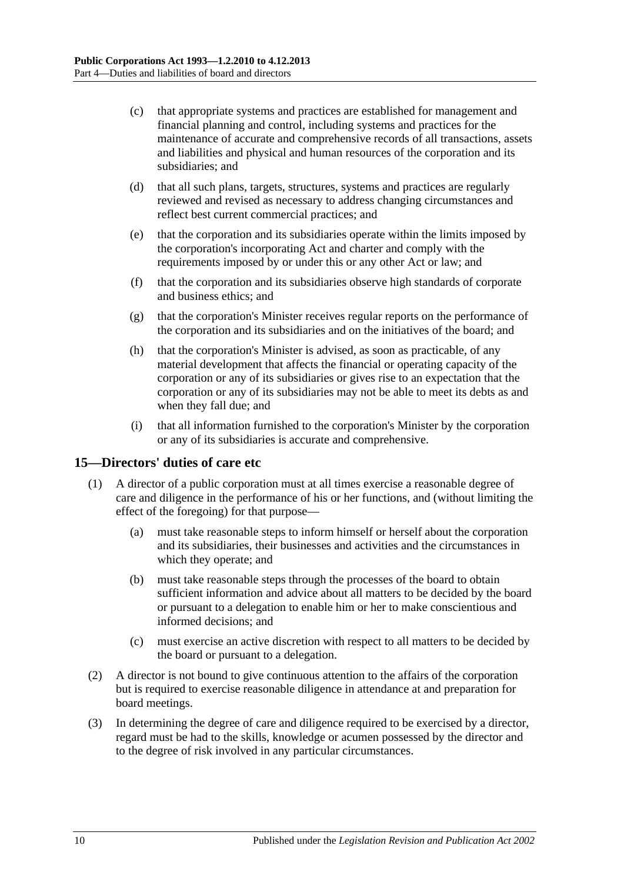(c) that appropriate systems and practices are established for management and financial planning and control, including systems and practices for the maintenance of accurate and comprehensive records of all transactions, assets and liabilities and physical and human resources of the corporation and its subsidiaries; and

(d) that all such plans, targets, structures, systems and practices are regularly reviewed and revised as necessary to address changing circumstances and reflect best current commercial practices; and

(e) that the corporation and its subsidiaries operate within the limits imposed by the corporation's incorporating Act and charter and comply with the requirements imposed by or under this or any other Act or law; and

(f) that the corporation and its subsidiaries observe high standards of corporate and business ethics; and

(g) that the corporation's Minister receives regular reports on the performance of the corporation and its subsidiaries and on the initiatives of the board; and

(h) that the corporation's Minister is advised, as soon as practicable, of any material development that affects the financial or operating capacity of the corporation or any of its subsidiaries or gives rise to an expectation that the corporation or any of its subsidiaries may not be able to meet its debts as and when they fall due; and

(i) that all information furnished to the corporation's Minister by the corporation or any of its subsidiaries is accurate and comprehensive.

## 15—Directors' duties of care etc

(1) A director of a public corporation must at all times exercise a reasonable degree of care and diligence in the performance of his or her functions, and (without limiting the effect of the foregoing) for that purpose—

(a) must take reasonable steps to inform himself or herself about the corporation and its subsidiaries, their businesses and activities and the circumstances in which they operate; and

(b) must take reasonable steps through the processes of the board to obtain sufficient information and advice about all matters to be decided by the board or pursuant to a delegation to enable him or her to make conscientious and informed decisions; and

(c) must exercise an active discretion with respect to all matters to be decided by the board or pursuant to a delegation.

(2) A director is not bound to give continuous attention to the affairs of the corporation but is required to exercise reasonable diligence in attendance at and preparation for board meetings.

(3) In determining the degree of care and diligence required to be exercised by a director, regard must be had to the skills, knowledge or acumen possessed by the director and to the degree of risk involved in any particular circumstances.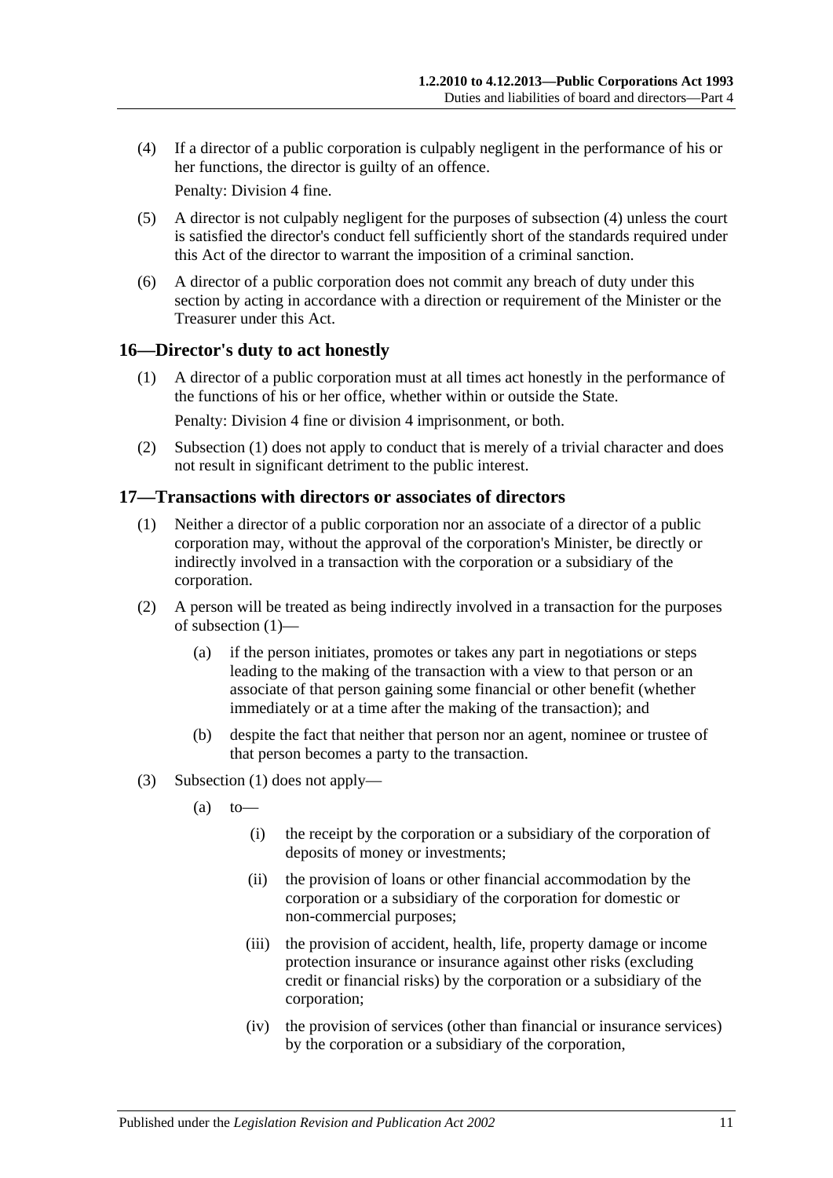(4) If a director of a public corporation is culpably negligent in the performance of his or her functions, the director is guilty of an offence.

Penalty: Division 4 fine.

(5) A director is not culpably negligent for the purposes of subsection (4) unless the court is satisfied the director's conduct fell sufficiently short of the standards required under this Act of the director to warrant the imposition of a criminal sanction.

(6) A director of a public corporation does not commit any breach of duty under this section by acting in accordance with a direction or requirement of the Minister or the Treasurer under this Act.

## 16—Director's duty to act honestly

(1) A director of a public corporation must at all times act honestly in the performance of the functions of his or her office, whether within or outside the State.

Penalty: Division 4 fine or division 4 imprisonment, or both.

(2) Subsection (1) does not apply to conduct that is merely of a trivial character and does not result in significant detriment to the public interest.

## 17—Transactions with directors or associates of directors

(1) Neither a director of a public corporation nor an associate of a director of a public corporation may, without the approval of the corporation's Minister, be directly or indirectly involved in a transaction with the corporation or a subsidiary of the corporation.

(2) A person will be treated as being indirectly involved in a transaction for the purposes of subsection (1)—

(a) if the person initiates, promotes or takes any part in negotiations or steps leading to the making of the transaction with a view to that person or an associate of that person gaining some financial or other benefit (whether immediately or at a time after the making of the transaction); and

(b) despite the fact that neither that person nor an agent, nominee or trustee of that person becomes a party to the transaction.

(3) Subsection (1) does not apply—

(a) to—

(i) the receipt by the corporation or a subsidiary of the corporation of deposits of money or investments;

(ii) the provision of loans or other financial accommodation by the corporation or a subsidiary of the corporation for domestic or non-commercial purposes;

(iii) the provision of accident, health, life, property damage or income protection insurance or insurance against other risks (excluding credit or financial risks) by the corporation or a subsidiary of the corporation;

(iv) the provision of services (other than financial or insurance services) by the corporation or a subsidiary of the corporation,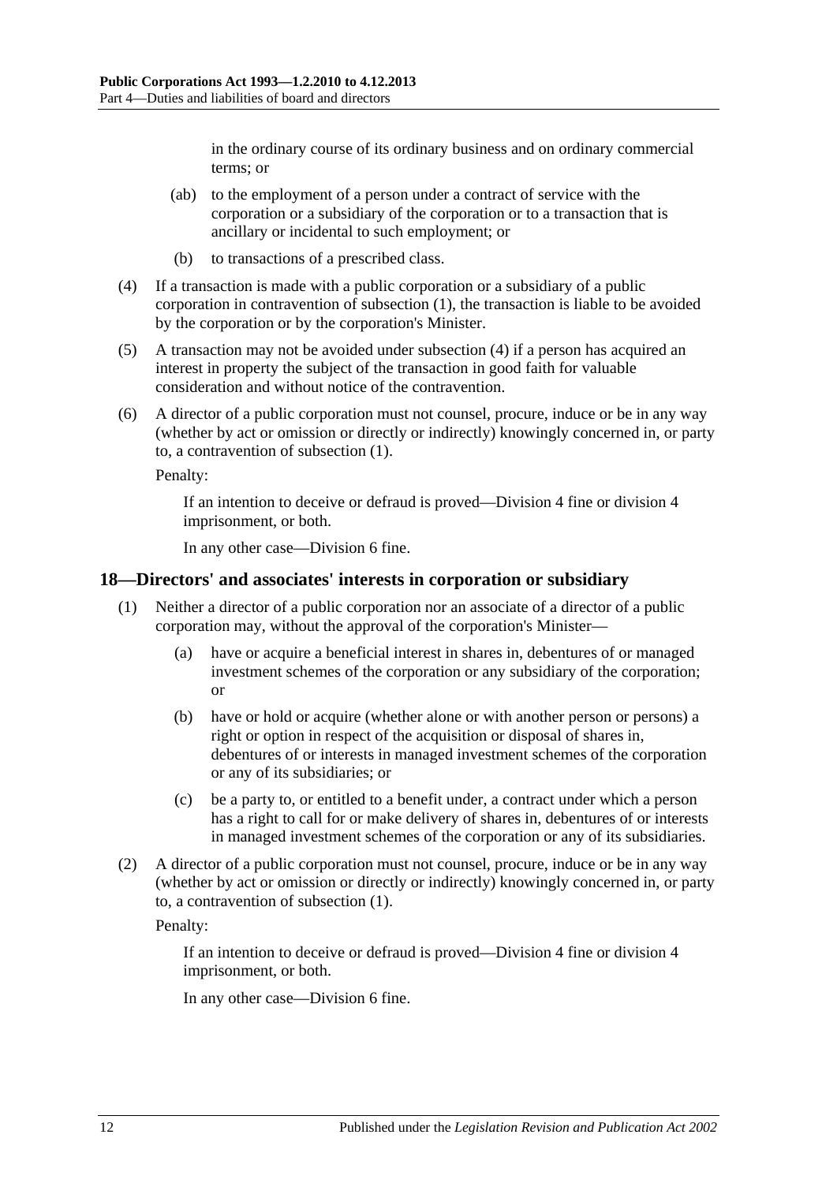in the ordinary course of its ordinary business and on ordinary commercial terms; or

(ab) to the employment of a person under a contract of service with the corporation or a subsidiary of the corporation or to a transaction that is ancillary or incidental to such employment; or

(b) to transactions of a prescribed class.

(4) If a transaction is made with a public corporation or a subsidiary of a public corporation in contravention of subsection (1), the transaction is liable to be avoided by the corporation or by the corporation's Minister.

(5) A transaction may not be avoided under subsection (4) if a person has acquired an interest in property the subject of the transaction in good faith for valuable consideration and without notice of the contravention.

(6) A director of a public corporation must not counsel, procure, induce or be in any way (whether by act or omission or directly or indirectly) knowingly concerned in, or party to, a contravention of subsection (1).

Penalty:

If an intention to deceive or defraud is proved—Division 4 fine or division 4 imprisonment, or both.

In any other case—Division 6 fine.

## 18—Directors' and associates' interests in corporation or subsidiary

(1) Neither a director of a public corporation nor an associate of a director of a public corporation may, without the approval of the corporation's Minister—

(a) have or acquire a beneficial interest in shares in, debentures of or managed investment schemes of the corporation or any subsidiary of the corporation; or

(b) have or hold or acquire (whether alone or with another person or persons) a right or option in respect of the acquisition or disposal of shares in, debentures of or interests in managed investment schemes of the corporation or any of its subsidiaries; or

(c) be a party to, or entitled to a benefit under, a contract under which a person has a right to call for or make delivery of shares in, debentures of or interests in managed investment schemes of the corporation or any of its subsidiaries.

(2) A director of a public corporation must not counsel, procure, induce or be in any way (whether by act or omission or directly or indirectly) knowingly concerned in, or party to, a contravention of subsection (1).

Penalty:

If an intention to deceive or defraud is proved—Division 4 fine or division 4 imprisonment, or both.

In any other case—Division 6 fine.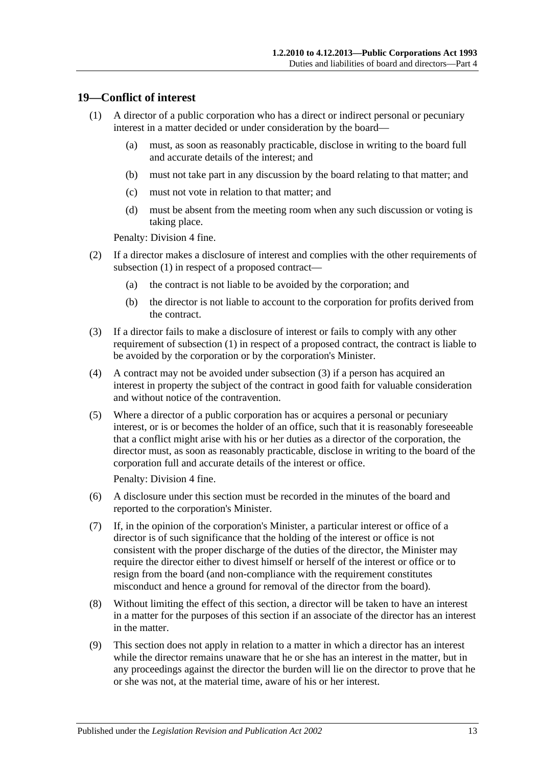## 19—Conflict of interest

(1) A director of a public corporation who has a direct or indirect personal or pecuniary interest in a matter decided or under consideration by the board—

(a) must, as soon as reasonably practicable, disclose in writing to the board full and accurate details of the interest; and

(b) must not take part in any discussion by the board relating to that matter; and

(c) must not vote in relation to that matter; and

(d) must be absent from the meeting room when any such discussion or voting is taking place.

Penalty: Division 4 fine.

(2) If a director makes a disclosure of interest and complies with the other requirements of subsection (1) in respect of a proposed contract—

(a) the contract is not liable to be avoided by the corporation; and

(b) the director is not liable to account to the corporation for profits derived from the contract.

(3) If a director fails to make a disclosure of interest or fails to comply with any other requirement of subsection (1) in respect of a proposed contract, the contract is liable to be avoided by the corporation or by the corporation's Minister.

(4) A contract may not be avoided under subsection (3) if a person has acquired an interest in property the subject of the contract in good faith for valuable consideration and without notice of the contravention.

(5) Where a director of a public corporation has or acquires a personal or pecuniary interest, or is or becomes the holder of an office, such that it is reasonably foreseeable that a conflict might arise with his or her duties as a director of the corporation, the director must, as soon as reasonably practicable, disclose in writing to the board of the corporation full and accurate details of the interest or office.

Penalty: Division 4 fine.

(6) A disclosure under this section must be recorded in the minutes of the board and reported to the corporation's Minister.

(7) If, in the opinion of the corporation's Minister, a particular interest or office of a director is of such significance that the holding of the interest or office is not consistent with the proper discharge of the duties of the director, the Minister may require the director either to divest himself or herself of the interest or office or to resign from the board (and non-compliance with the requirement constitutes misconduct and hence a ground for removal of the director from the board).

(8) Without limiting the effect of this section, a director will be taken to have an interest in a matter for the purposes of this section if an associate of the director has an interest in the matter.

(9) This section does not apply in relation to a matter in which a director has an interest while the director remains unaware that he or she has an interest in the matter, but in any proceedings against the director the burden will lie on the director to prove that he or she was not, at the material time, aware of his or her interest.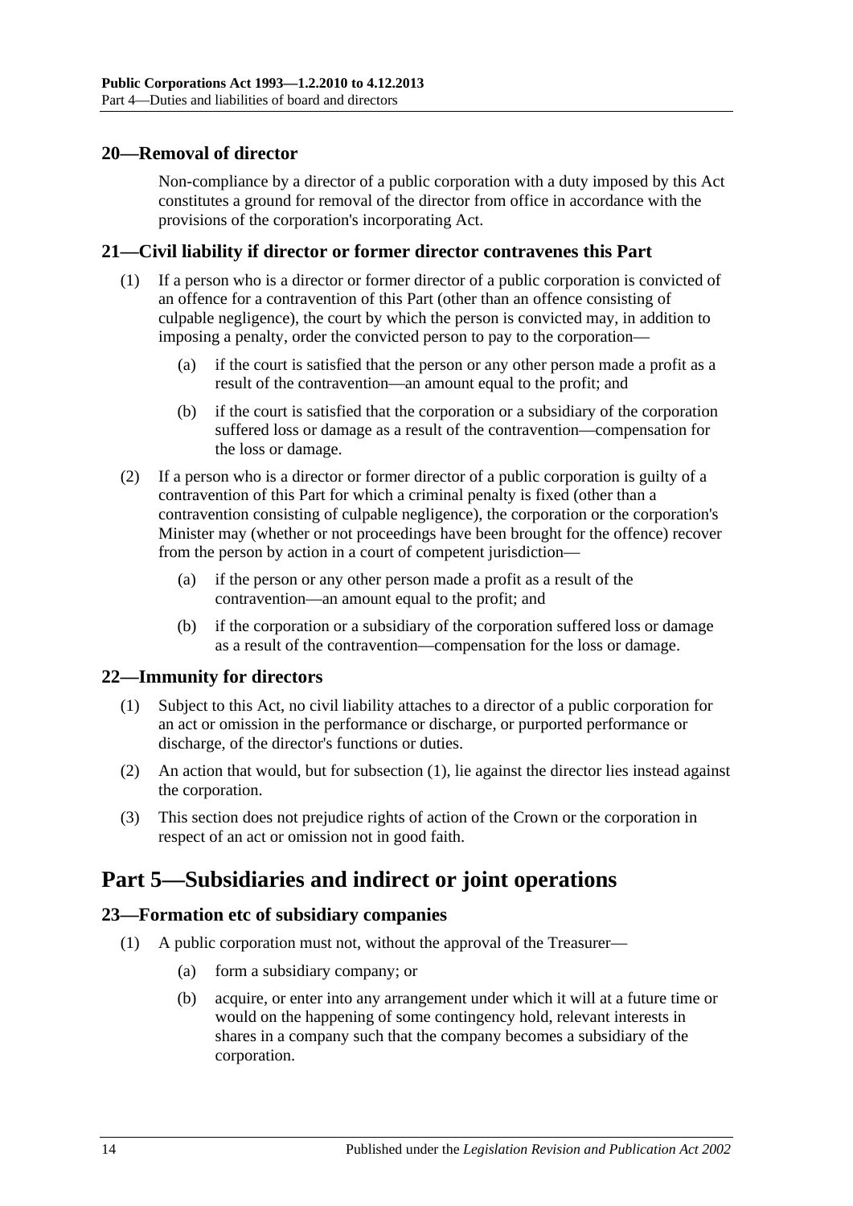## 20—Removal of director

Non-compliance by a director of a public corporation with a duty imposed by this Act constitutes a ground for removal of the director from office in accordance with the provisions of the corporation's incorporating Act.

## 21—Civil liability if director or former director contravenes this Part

(1) If a person who is a director or former director of a public corporation is convicted of an offence for a contravention of this Part (other than an offence consisting of culpable negligence), the court by which the person is convicted may, in addition to imposing a penalty, order the convicted person to pay to the corporation—

(a) if the court is satisfied that the person or any other person made a profit as a result of the contravention—an amount equal to the profit; and

(b) if the court is satisfied that the corporation or a subsidiary of the corporation suffered loss or damage as a result of the contravention—compensation for the loss or damage.

(2) If a person who is a director or former director of a public corporation is guilty of a contravention of this Part for which a criminal penalty is fixed (other than a contravention consisting of culpable negligence), the corporation or the corporation's Minister may (whether or not proceedings have been brought for the offence) recover from the person by action in a court of competent jurisdiction—

(a) if the person or any other person made a profit as a result of the contravention—an amount equal to the profit; and

(b) if the corporation or a subsidiary of the corporation suffered loss or damage as a result of the contravention—compensation for the loss or damage.

## 22—Immunity for directors

(1) Subject to this Act, no civil liability attaches to a director of a public corporation for an act or omission in the performance or discharge, or purported performance or discharge, of the director's functions or duties.

(2) An action that would, but for subsection (1), lie against the director lies instead against the corporation.

(3) This section does not prejudice rights of action of the Crown or the corporation in respect of an act or omission not in good faith.

# Part 5—Subsidiaries and indirect or joint operations

## 23—Formation etc of subsidiary companies

(1) A public corporation must not, without the approval of the Treasurer—

(a) form a subsidiary company; or

(b) acquire, or enter into any arrangement under which it will at a future time or would on the happening of some contingency hold, relevant interests in shares in a company such that the company becomes a subsidiary of the corporation.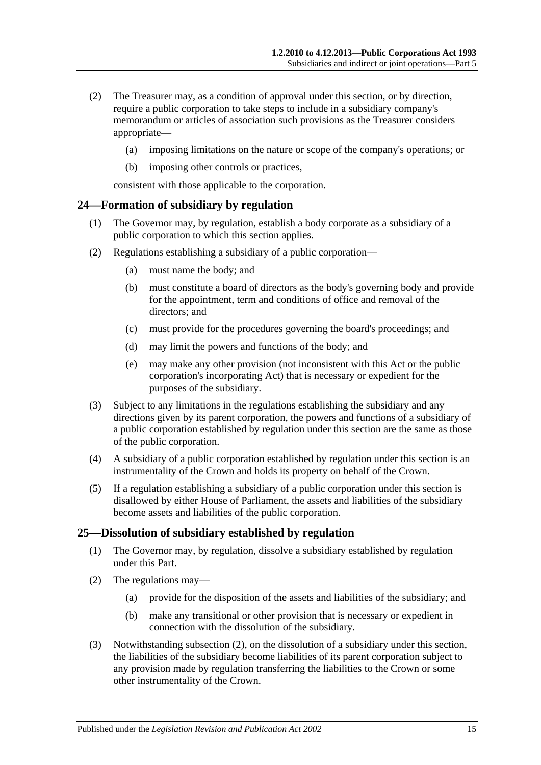(2) The Treasurer may, as a condition of approval under this section, or by direction, require a public corporation to take steps to include in a subsidiary company's memorandum or articles of association such provisions as the Treasurer considers appropriate—

- (a) imposing limitations on the nature or scope of the company's operations; or
- (b) imposing other controls or practices,

consistent with those applicable to the corporation.

## 24—Formation of subsidiary by regulation

(1) The Governor may, by regulation, establish a body corporate as a subsidiary of a public corporation to which this section applies.

(2) Regulations establishing a subsidiary of a public corporation—

- (a) must name the body; and
- (b) must constitute a board of directors as the body's governing body and provide for the appointment, term and conditions of office and removal of the directors; and
- (c) must provide for the procedures governing the board's proceedings; and
- (d) may limit the powers and functions of the body; and
- (e) may make any other provision (not inconsistent with this Act or the public corporation's incorporating Act) that is necessary or expedient for the purposes of the subsidiary.

(3) Subject to any limitations in the regulations establishing the subsidiary and any directions given by its parent corporation, the powers and functions of a subsidiary of a public corporation established by regulation under this section are the same as those of the public corporation.

(4) A subsidiary of a public corporation established by regulation under this section is an instrumentality of the Crown and holds its property on behalf of the Crown.

(5) If a regulation establishing a subsidiary of a public corporation under this section is disallowed by either House of Parliament, the assets and liabilities of the subsidiary become assets and liabilities of the public corporation.

## 25—Dissolution of subsidiary established by regulation

(1) The Governor may, by regulation, dissolve a subsidiary established by regulation under this Part.

(2) The regulations may—

- (a) provide for the disposition of the assets and liabilities of the subsidiary; and
- (b) make any transitional or other provision that is necessary or expedient in connection with the dissolution of the subsidiary.

(3) Notwithstanding subsection (2), on the dissolution of a subsidiary under this section, the liabilities of the subsidiary become liabilities of its parent corporation subject to any provision made by regulation transferring the liabilities to the Crown or some other instrumentality of the Crown.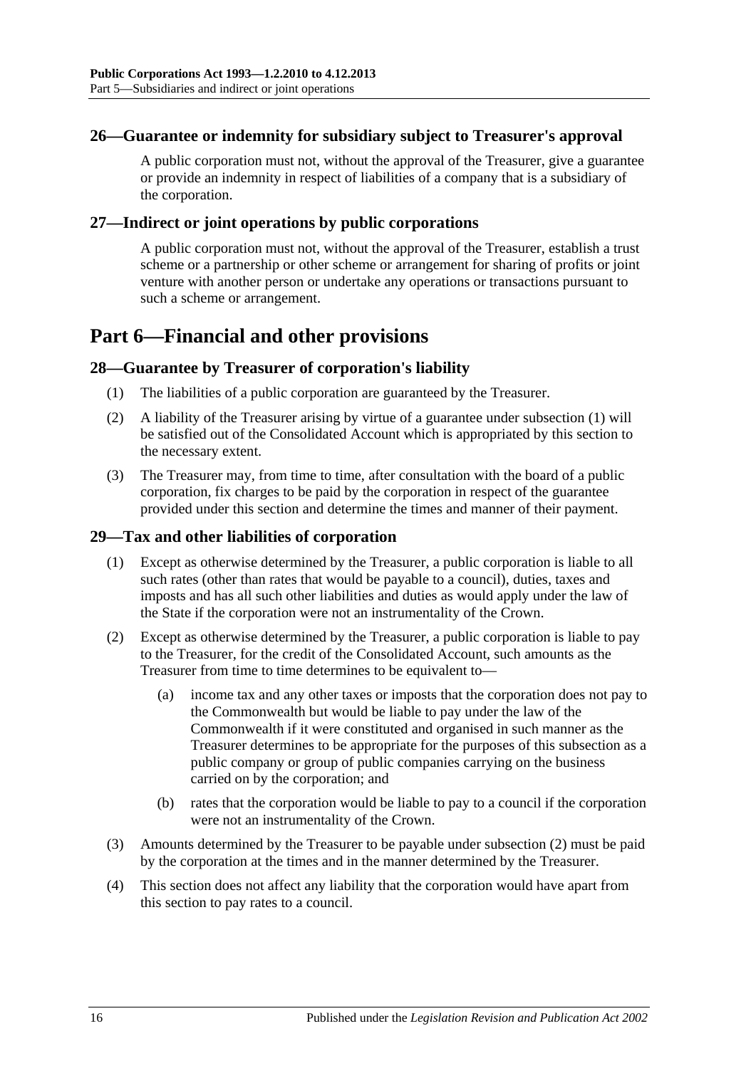### 26—Guarantee or indemnity for subsidiary subject to Treasurer's approval

A public corporation must not, without the approval of the Treasurer, give a guarantee or provide an indemnity in respect of liabilities of a company that is a subsidiary of the corporation.

### 27—Indirect or joint operations by public corporations

A public corporation must not, without the approval of the Treasurer, establish a trust scheme or a partnership or other scheme or arrangement for sharing of profits or joint venture with another person or undertake any operations or transactions pursuant to such a scheme or arrangement.

## Part 6—Financial and other provisions

### 28—Guarantee by Treasurer of corporation's liability

(1) The liabilities of a public corporation are guaranteed by the Treasurer.

(2) A liability of the Treasurer arising by virtue of a guarantee under subsection (1) will be satisfied out of the Consolidated Account which is appropriated by this section to the necessary extent.

(3) The Treasurer may, from time to time, after consultation with the board of a public corporation, fix charges to be paid by the corporation in respect of the guarantee provided under this section and determine the times and manner of their payment.

### 29—Tax and other liabilities of corporation

(1) Except as otherwise determined by the Treasurer, a public corporation is liable to all such rates (other than rates that would be payable to a council), duties, taxes and imposts and has all such other liabilities and duties as would apply under the law of the State if the corporation were not an instrumentality of the Crown.

(2) Except as otherwise determined by the Treasurer, a public corporation is liable to pay to the Treasurer, for the credit of the Consolidated Account, such amounts as the Treasurer from time to time determines to be equivalent to—

(a) income tax and any other taxes or imposts that the corporation does not pay to the Commonwealth but would be liable to pay under the law of the Commonwealth if it were constituted and organised in such manner as the Treasurer determines to be appropriate for the purposes of this subsection as a public company or group of public companies carrying on the business carried on by the corporation; and

(b) rates that the corporation would be liable to pay to a council if the corporation were not an instrumentality of the Crown.

(3) Amounts determined by the Treasurer to be payable under subsection (2) must be paid by the corporation at the times and in the manner determined by the Treasurer.

(4) This section does not affect any liability that the corporation would have apart from this section to pay rates to a council.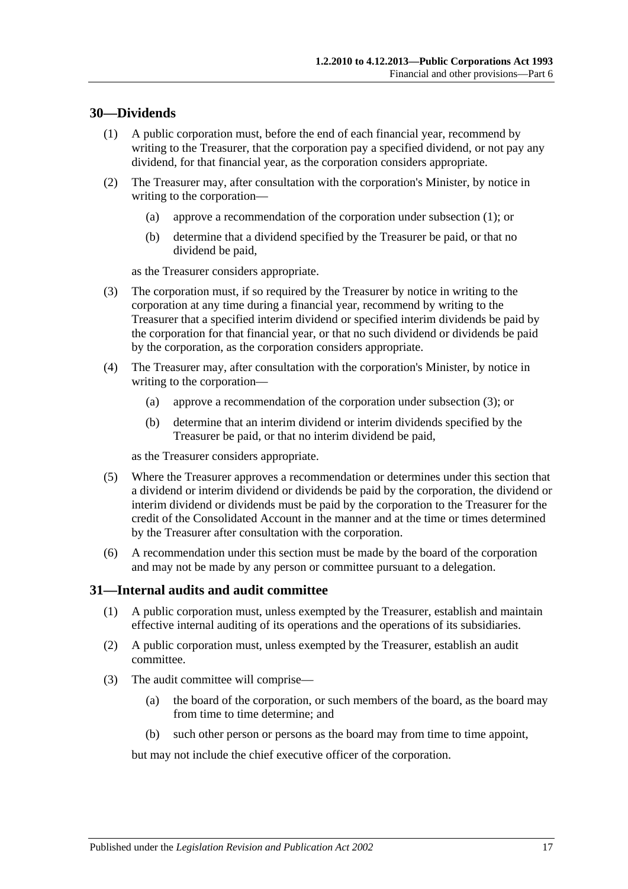## 30—Dividends

(1) A public corporation must, before the end of each financial year, recommend by writing to the Treasurer, that the corporation pay a specified dividend, or not pay any dividend, for that financial year, as the corporation considers appropriate.

(2) The Treasurer may, after consultation with the corporation's Minister, by notice in writing to the corporation—

(a) approve a recommendation of the corporation under subsection (1); or

(b) determine that a dividend specified by the Treasurer be paid, or that no dividend be paid,

as the Treasurer considers appropriate.

(3) The corporation must, if so required by the Treasurer by notice in writing to the corporation at any time during a financial year, recommend by writing to the Treasurer that a specified interim dividend or specified interim dividends be paid by the corporation for that financial year, or that no such dividend or dividends be paid by the corporation, as the corporation considers appropriate.

(4) The Treasurer may, after consultation with the corporation's Minister, by notice in writing to the corporation—

(a) approve a recommendation of the corporation under subsection (3); or

(b) determine that an interim dividend or interim dividends specified by the Treasurer be paid, or that no interim dividend be paid,

as the Treasurer considers appropriate.

(5) Where the Treasurer approves a recommendation or determines under this section that a dividend or interim dividend or dividends be paid by the corporation, the dividend or interim dividend or dividends must be paid by the corporation to the Treasurer for the credit of the Consolidated Account in the manner and at the time or times determined by the Treasurer after consultation with the corporation.

(6) A recommendation under this section must be made by the board of the corporation and may not be made by any person or committee pursuant to a delegation.

## 31—Internal audits and audit committee

(1) A public corporation must, unless exempted by the Treasurer, establish and maintain effective internal auditing of its operations and the operations of its subsidiaries.

(2) A public corporation must, unless exempted by the Treasurer, establish an audit committee.

(3) The audit committee will comprise—

(a) the board of the corporation, or such members of the board, as the board may from time to time determine; and

(b) such other person or persons as the board may from time to time appoint,

but may not include the chief executive officer of the corporation.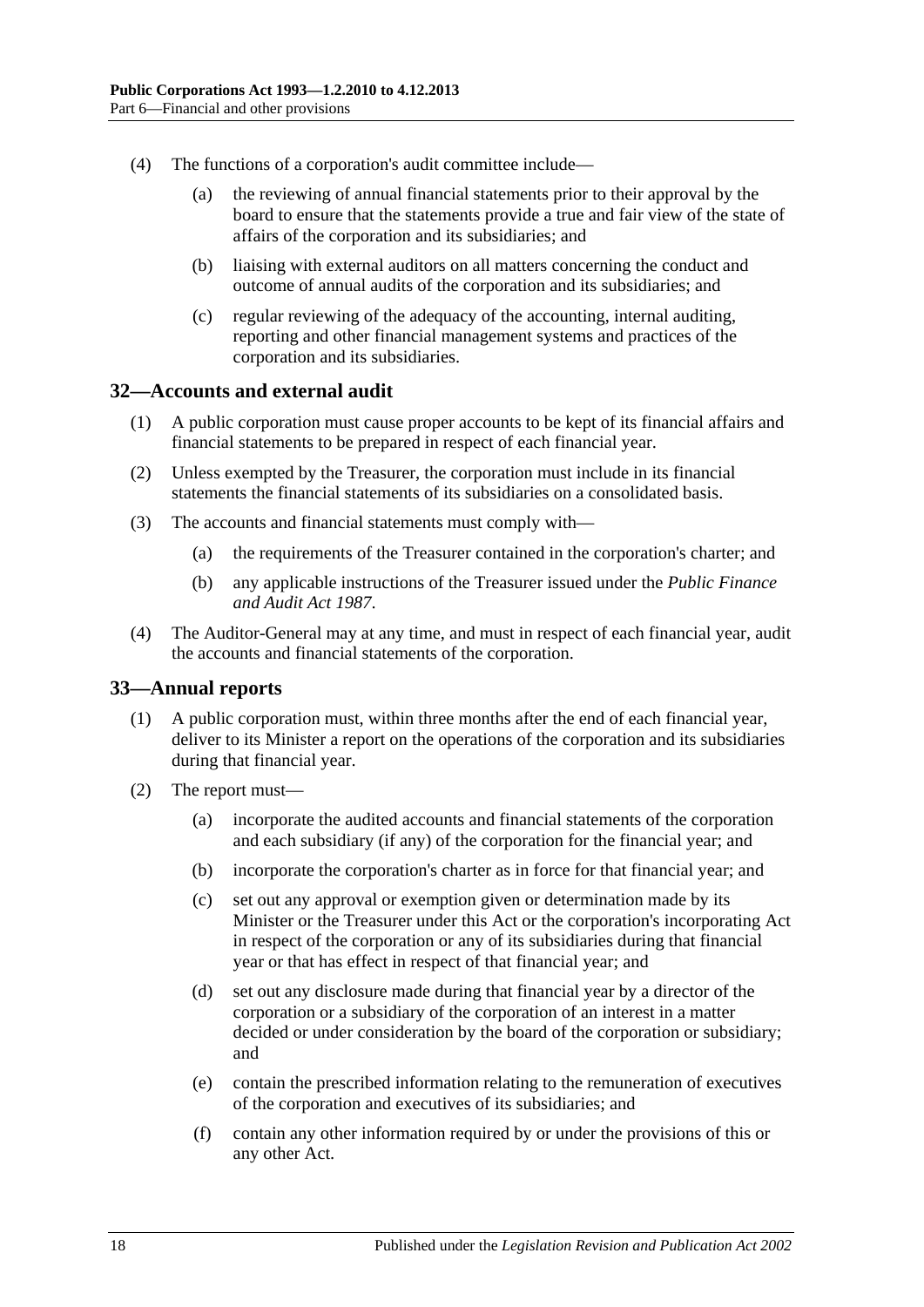(4) The functions of a corporation's audit committee include—

(a) the reviewing of annual financial statements prior to their approval by the board to ensure that the statements provide a true and fair view of the state of affairs of the corporation and its subsidiaries; and

(b) liaising with external auditors on all matters concerning the conduct and outcome of annual audits of the corporation and its subsidiaries; and

(c) regular reviewing of the adequacy of the accounting, internal auditing, reporting and other financial management systems and practices of the corporation and its subsidiaries.

## 32—Accounts and external audit

(1) A public corporation must cause proper accounts to be kept of its financial affairs and financial statements to be prepared in respect of each financial year.

(2) Unless exempted by the Treasurer, the corporation must include in its financial statements the financial statements of its subsidiaries on a consolidated basis.

(3) The accounts and financial statements must comply with—

(a) the requirements of the Treasurer contained in the corporation's charter; and

(b) any applicable instructions of the Treasurer issued under the *Public Finance and Audit Act 1987*.

(4) The Auditor-General may at any time, and must in respect of each financial year, audit the accounts and financial statements of the corporation.

## 33—Annual reports

(1) A public corporation must, within three months after the end of each financial year, deliver to its Minister a report on the operations of the corporation and its subsidiaries during that financial year.

(2) The report must—

(a) incorporate the audited accounts and financial statements of the corporation and each subsidiary (if any) of the corporation for the financial year; and

(b) incorporate the corporation's charter as in force for that financial year; and

(c) set out any approval or exemption given or determination made by its Minister or the Treasurer under this Act or the corporation's incorporating Act in respect of the corporation or any of its subsidiaries during that financial year or that has effect in respect of that financial year; and

(d) set out any disclosure made during that financial year by a director of the corporation or a subsidiary of the corporation of an interest in a matter decided or under consideration by the board of the corporation or subsidiary; and

(e) contain the prescribed information relating to the remuneration of executives of the corporation and executives of its subsidiaries; and

(f) contain any other information required by or under the provisions of this or any other Act.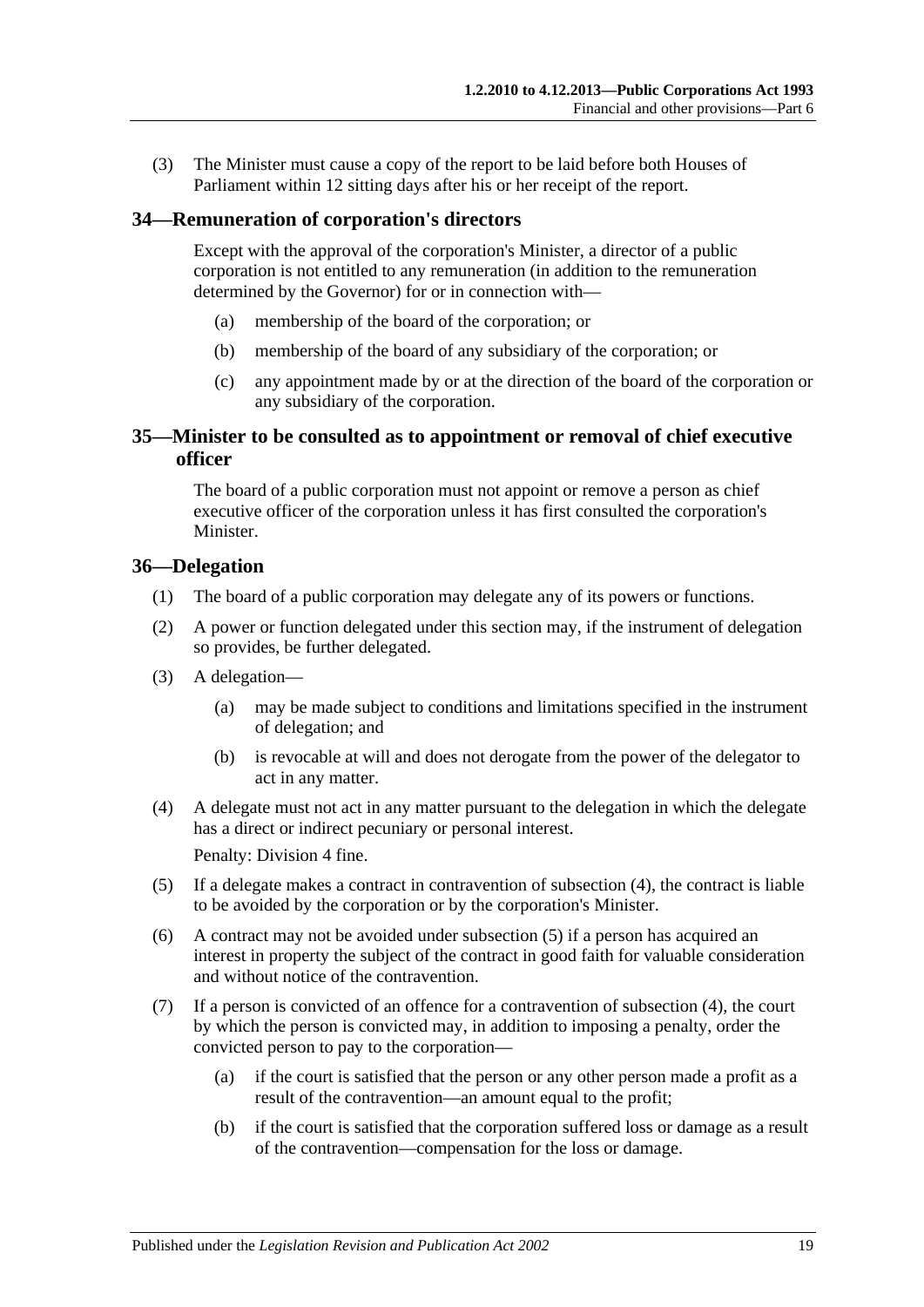(3) The Minister must cause a copy of the report to be laid before both Houses of Parliament within 12 sitting days after his or her receipt of the report.

## 34—Remuneration of corporation's directors

Except with the approval of the corporation's Minister, a director of a public corporation is not entitled to any remuneration (in addition to the remuneration determined by the Governor) for or in connection with—

(a) membership of the board of the corporation; or

(b) membership of the board of any subsidiary of the corporation; or

(c) any appointment made by or at the direction of the board of the corporation or any subsidiary of the corporation.

## 35—Minister to be consulted as to appointment or removal of chief executive officer

The board of a public corporation must not appoint or remove a person as chief executive officer of the corporation unless it has first consulted the corporation's Minister.

## 36—Delegation

(1) The board of a public corporation may delegate any of its powers or functions.

(2) A power or function delegated under this section may, if the instrument of delegation so provides, be further delegated.

(3) A delegation—

(a) may be made subject to conditions and limitations specified in the instrument of delegation; and

(b) is revocable at will and does not derogate from the power of the delegator to act in any matter.

(4) A delegate must not act in any matter pursuant to the delegation in which the delegate has a direct or indirect pecuniary or personal interest.

Penalty: Division 4 fine.

(5) If a delegate makes a contract in contravention of subsection (4), the contract is liable to be avoided by the corporation or by the corporation's Minister.

(6) A contract may not be avoided under subsection (5) if a person has acquired an interest in property the subject of the contract in good faith for valuable consideration and without notice of the contravention.

(7) If a person is convicted of an offence for a contravention of subsection (4), the court by which the person is convicted may, in addition to imposing a penalty, order the convicted person to pay to the corporation—

(a) if the court is satisfied that the person or any other person made a profit as a result of the contravention—an amount equal to the profit;

(b) if the court is satisfied that the corporation suffered loss or damage as a result of the contravention—compensation for the loss or damage.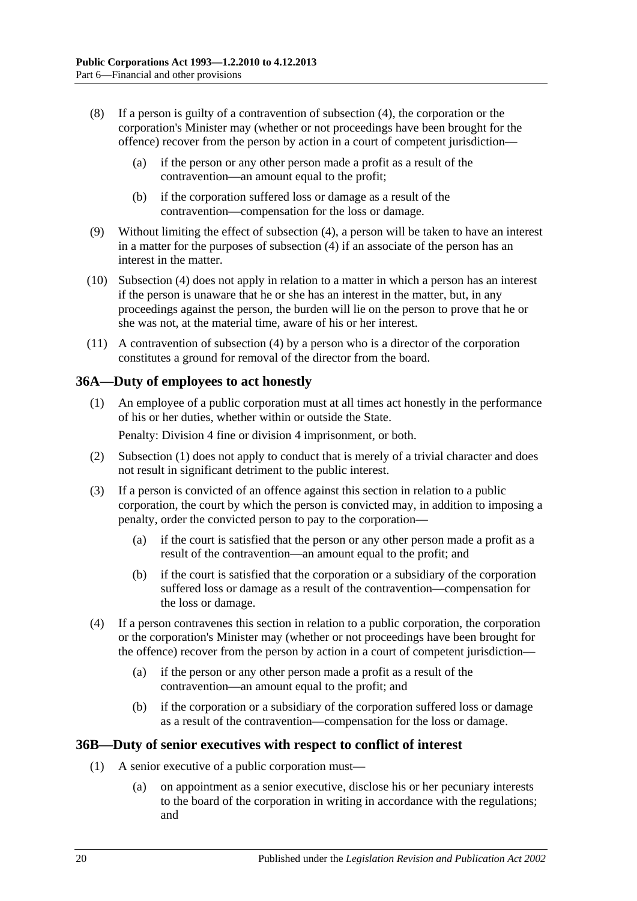(8) If a person is guilty of a contravention of subsection (4), the corporation or the corporation's Minister may (whether or not proceedings have been brought for the offence) recover from the person by action in a court of competent jurisdiction—

(a) if the person or any other person made a profit as a result of the contravention—an amount equal to the profit;

(b) if the corporation suffered loss or damage as a result of the contravention—compensation for the loss or damage.

(9) Without limiting the effect of subsection (4), a person will be taken to have an interest in a matter for the purposes of subsection (4) if an associate of the person has an interest in the matter.

(10) Subsection (4) does not apply in relation to a matter in which a person has an interest if the person is unaware that he or she has an interest in the matter, but, in any proceedings against the person, the burden will lie on the person to prove that he or she was not, at the material time, aware of his or her interest.

(11) A contravention of subsection (4) by a person who is a director of the corporation constitutes a ground for removal of the director from the board.

## 36A—Duty of employees to act honestly

(1) An employee of a public corporation must at all times act honestly in the performance of his or her duties, whether within or outside the State.

Penalty: Division 4 fine or division 4 imprisonment, or both.

(2) Subsection (1) does not apply to conduct that is merely of a trivial character and does not result in significant detriment to the public interest.

(3) If a person is convicted of an offence against this section in relation to a public corporation, the court by which the person is convicted may, in addition to imposing a penalty, order the convicted person to pay to the corporation—

(a) if the court is satisfied that the person or any other person made a profit as a result of the contravention—an amount equal to the profit; and

(b) if the court is satisfied that the corporation or a subsidiary of the corporation suffered loss or damage as a result of the contravention—compensation for the loss or damage.

(4) If a person contravenes this section in relation to a public corporation, the corporation or the corporation's Minister may (whether or not proceedings have been brought for the offence) recover from the person by action in a court of competent jurisdiction—

(a) if the person or any other person made a profit as a result of the contravention—an amount equal to the profit; and

(b) if the corporation or a subsidiary of the corporation suffered loss or damage as a result of the contravention—compensation for the loss or damage.

## 36B—Duty of senior executives with respect to conflict of interest

(1) A senior executive of a public corporation must—

(a) on appointment as a senior executive, disclose his or her pecuniary interests to the board of the corporation in writing in accordance with the regulations; and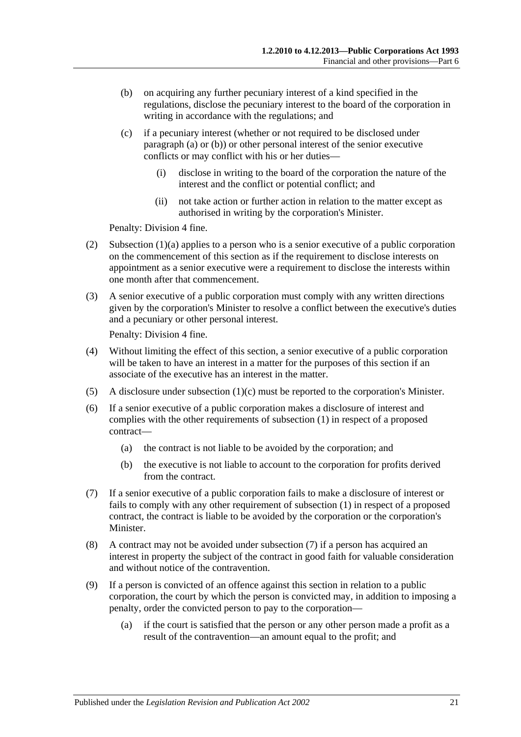(b) on acquiring any further pecuniary interest of a kind specified in the regulations, disclose the pecuniary interest to the board of the corporation in writing in accordance with the regulations; and

(c) if a pecuniary interest (whether or not required to be disclosed under paragraph (a) or (b)) or other personal interest of the senior executive conflicts or may conflict with his or her duties—

(i) disclose in writing to the board of the corporation the nature of the interest and the conflict or potential conflict; and

(ii) not take action or further action in relation to the matter except as authorised in writing by the corporation's Minister.

Penalty: Division 4 fine.

(2) Subsection (1)(a) applies to a person who is a senior executive of a public corporation on the commencement of this section as if the requirement to disclose interests on appointment as a senior executive were a requirement to disclose the interests within one month after that commencement.

(3) A senior executive of a public corporation must comply with any written directions given by the corporation's Minister to resolve a conflict between the executive's duties and a pecuniary or other personal interest.

Penalty: Division 4 fine.

(4) Without limiting the effect of this section, a senior executive of a public corporation will be taken to have an interest in a matter for the purposes of this section if an associate of the executive has an interest in the matter.

(5) A disclosure under subsection (1)(c) must be reported to the corporation's Minister.

(6) If a senior executive of a public corporation makes a disclosure of interest and complies with the other requirements of subsection (1) in respect of a proposed contract—

(a) the contract is not liable to be avoided by the corporation; and

(b) the executive is not liable to account to the corporation for profits derived from the contract.

(7) If a senior executive of a public corporation fails to make a disclosure of interest or fails to comply with any other requirement of subsection (1) in respect of a proposed contract, the contract is liable to be avoided by the corporation or the corporation's Minister.

(8) A contract may not be avoided under subsection (7) if a person has acquired an interest in property the subject of the contract in good faith for valuable consideration and without notice of the contravention.

(9) If a person is convicted of an offence against this section in relation to a public corporation, the court by which the person is convicted may, in addition to imposing a penalty, order the convicted person to pay to the corporation—

(a) if the court is satisfied that the person or any other person made a profit as a result of the contravention—an amount equal to the profit; and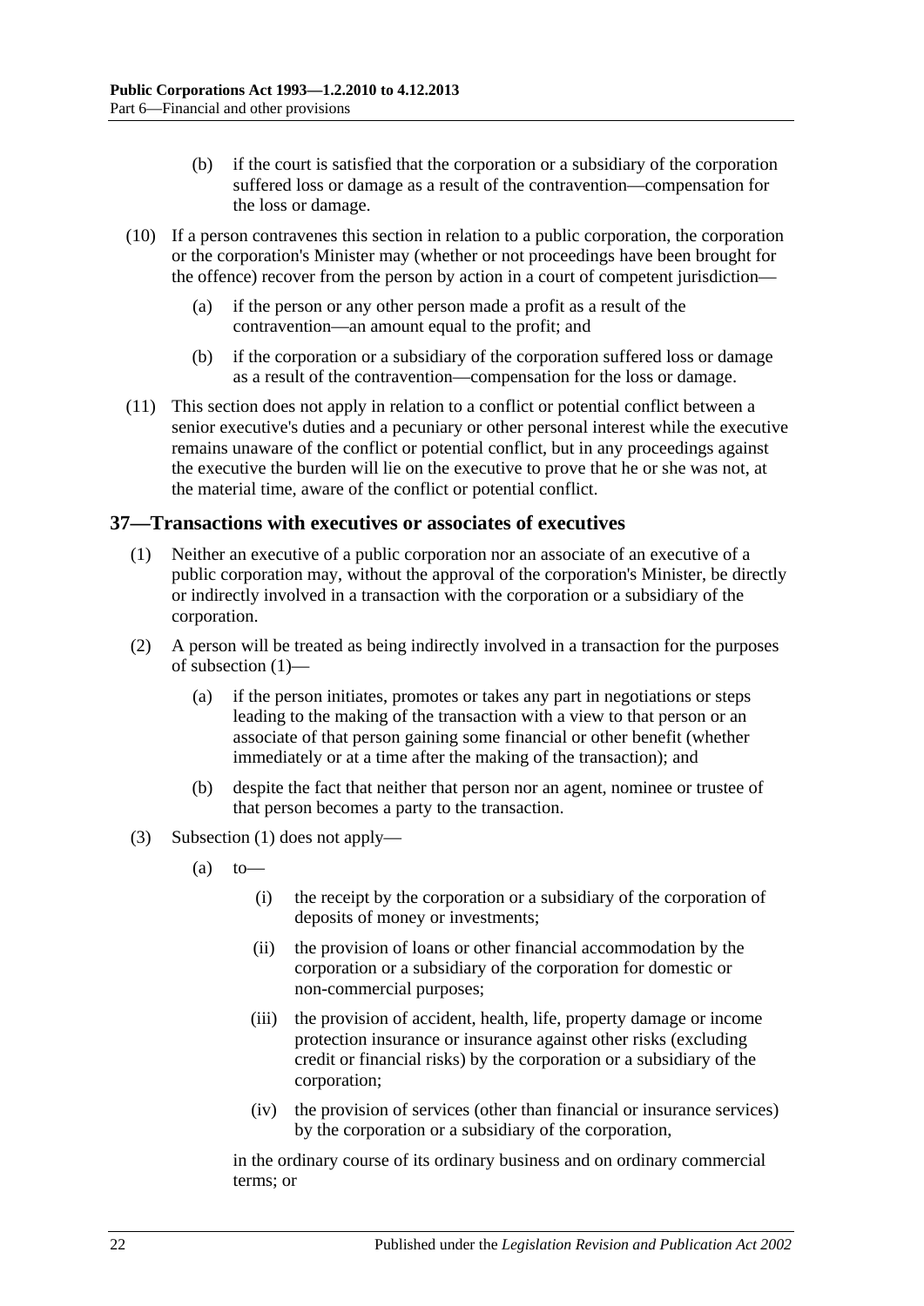(b) if the court is satisfied that the corporation or a subsidiary of the corporation suffered loss or damage as a result of the contravention—compensation for the loss or damage.

(10) If a person contravenes this section in relation to a public corporation, the corporation or the corporation's Minister may (whether or not proceedings have been brought for the offence) recover from the person by action in a court of competent jurisdiction—

(a) if the person or any other person made a profit as a result of the contravention—an amount equal to the profit; and

(b) if the corporation or a subsidiary of the corporation suffered loss or damage as a result of the contravention—compensation for the loss or damage.

(11) This section does not apply in relation to a conflict or potential conflict between a senior executive's duties and a pecuniary or other personal interest while the executive remains unaware of the conflict or potential conflict, but in any proceedings against the executive the burden will lie on the executive to prove that he or she was not, at the material time, aware of the conflict or potential conflict.

## 37—Transactions with executives or associates of executives

(1) Neither an executive of a public corporation nor an associate of an executive of a public corporation may, without the approval of the corporation's Minister, be directly or indirectly involved in a transaction with the corporation or a subsidiary of the corporation.

(2) A person will be treated as being indirectly involved in a transaction for the purposes of subsection (1)—

(a) if the person initiates, promotes or takes any part in negotiations or steps leading to the making of the transaction with a view to that person or an associate of that person gaining some financial or other benefit (whether immediately or at a time after the making of the transaction); and

(b) despite the fact that neither that person nor an agent, nominee or trustee of that person becomes a party to the transaction.

(3) Subsection (1) does not apply—

(a) to—

(i) the receipt by the corporation or a subsidiary of the corporation of deposits of money or investments;

(ii) the provision of loans or other financial accommodation by the corporation or a subsidiary of the corporation for domestic or non-commercial purposes;

(iii) the provision of accident, health, life, property damage or income protection insurance or insurance against other risks (excluding credit or financial risks) by the corporation or a subsidiary of the corporation;

(iv) the provision of services (other than financial or insurance services) by the corporation or a subsidiary of the corporation,

in the ordinary course of its ordinary business and on ordinary commercial terms; or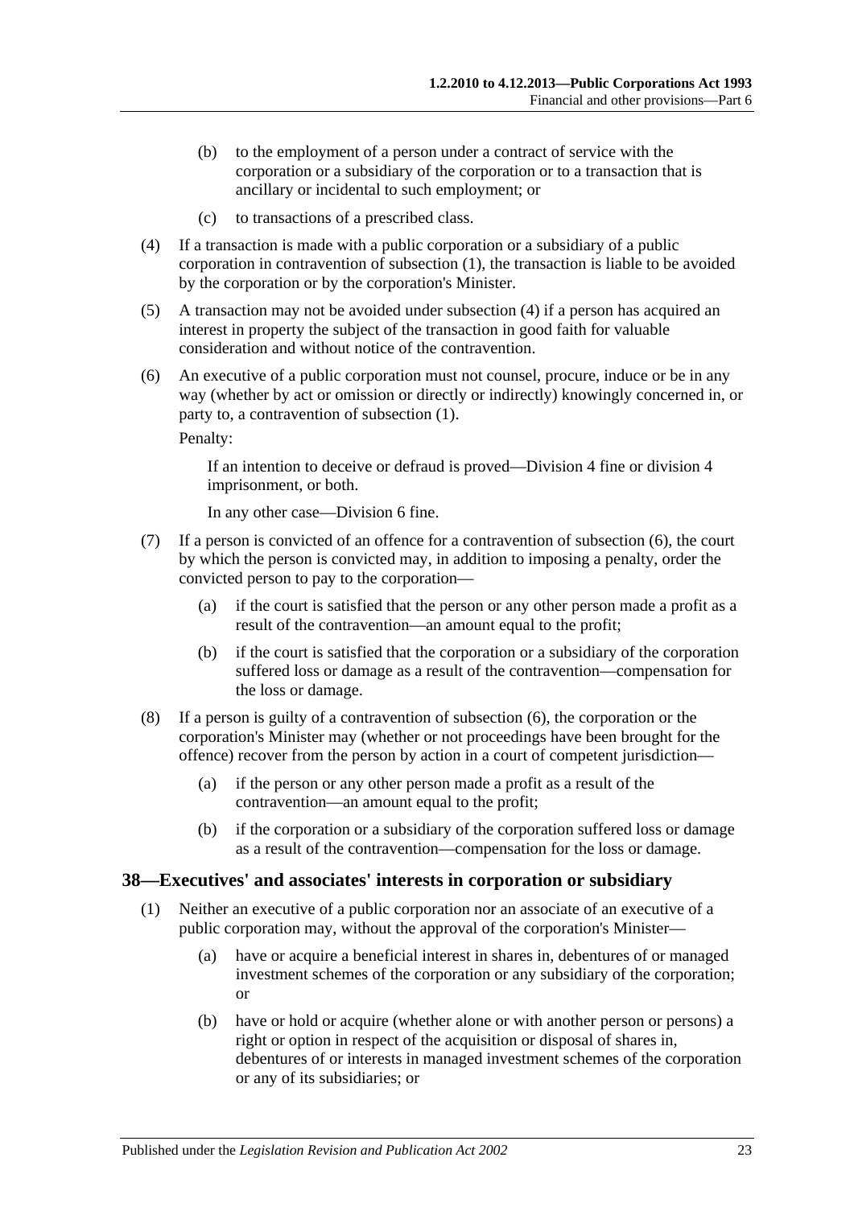(b) to the employment of a person under a contract of service with the corporation or a subsidiary of the corporation or to a transaction that is ancillary or incidental to such employment; or

(c) to transactions of a prescribed class.

(4) If a transaction is made with a public corporation or a subsidiary of a public corporation in contravention of subsection (1), the transaction is liable to be avoided by the corporation or by the corporation's Minister.

(5) A transaction may not be avoided under subsection (4) if a person has acquired an interest in property the subject of the transaction in good faith for valuable consideration and without notice of the contravention.

(6) An executive of a public corporation must not counsel, procure, induce or be in any way (whether by act or omission or directly or indirectly) knowingly concerned in, or party to, a contravention of subsection (1).

Penalty:

If an intention to deceive or defraud is proved—Division 4 fine or division 4 imprisonment, or both.

In any other case—Division 6 fine.

(7) If a person is convicted of an offence for a contravention of subsection (6), the court by which the person is convicted may, in addition to imposing a penalty, order the convicted person to pay to the corporation—

(a) if the court is satisfied that the person or any other person made a profit as a result of the contravention—an amount equal to the profit;

(b) if the court is satisfied that the corporation or a subsidiary of the corporation suffered loss or damage as a result of the contravention—compensation for the loss or damage.

(8) If a person is guilty of a contravention of subsection (6), the corporation or the corporation's Minister may (whether or not proceedings have been brought for the offence) recover from the person by action in a court of competent jurisdiction—

(a) if the person or any other person made a profit as a result of the contravention—an amount equal to the profit;

(b) if the corporation or a subsidiary of the corporation suffered loss or damage as a result of the contravention—compensation for the loss or damage.

## 38—Executives' and associates' interests in corporation or subsidiary

(1) Neither an executive of a public corporation nor an associate of an executive of a public corporation may, without the approval of the corporation's Minister—

(a) have or acquire a beneficial interest in shares in, debentures of or managed investment schemes of the corporation or any subsidiary of the corporation; or

(b) have or hold or acquire (whether alone or with another person or persons) a right or option in respect of the acquisition or disposal of shares in, debentures of or interests in managed investment schemes of the corporation or any of its subsidiaries; or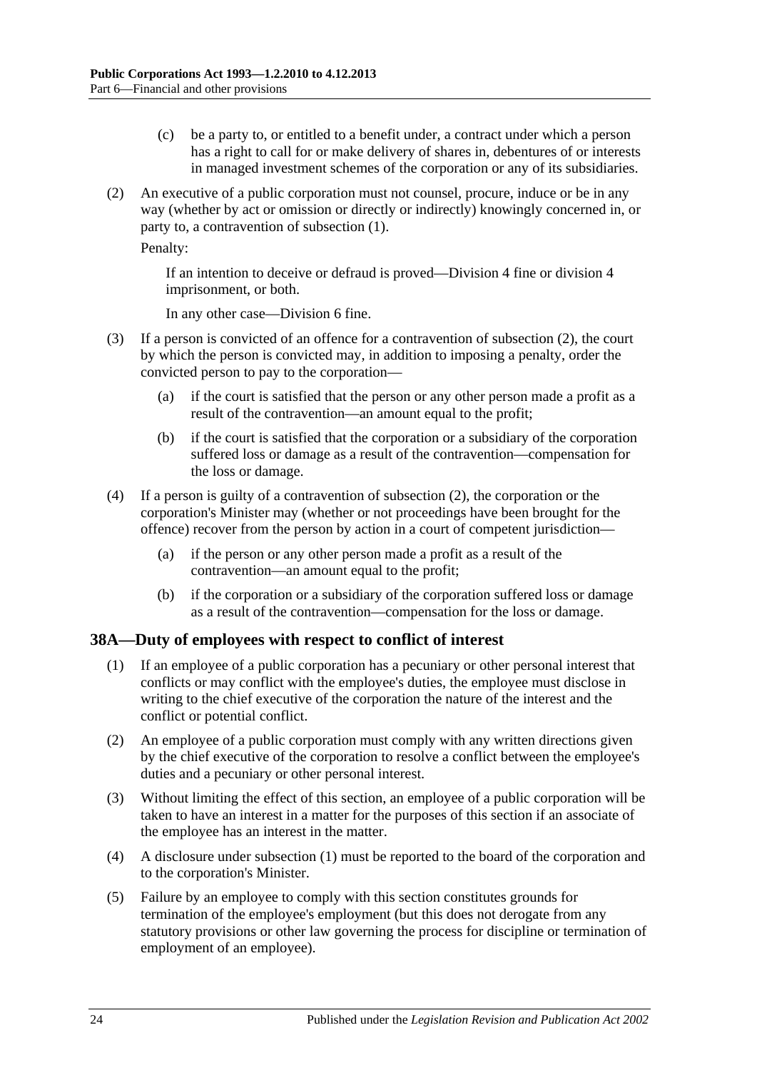(c) be a party to, or entitled to a benefit under, a contract under which a person has a right to call for or make delivery of shares in, debentures of or interests in managed investment schemes of the corporation or any of its subsidiaries.

(2) An executive of a public corporation must not counsel, procure, induce or be in any way (whether by act or omission or directly or indirectly) knowingly concerned in, or party to, a contravention of subsection (1).

Penalty:

If an intention to deceive or defraud is proved—Division 4 fine or division 4 imprisonment, or both.

In any other case—Division 6 fine.

(3) If a person is convicted of an offence for a contravention of subsection (2), the court by which the person is convicted may, in addition to imposing a penalty, order the convicted person to pay to the corporation—

(a) if the court is satisfied that the person or any other person made a profit as a result of the contravention—an amount equal to the profit;

(b) if the court is satisfied that the corporation or a subsidiary of the corporation suffered loss or damage as a result of the contravention—compensation for the loss or damage.

(4) If a person is guilty of a contravention of subsection (2), the corporation or the corporation's Minister may (whether or not proceedings have been brought for the offence) recover from the person by action in a court of competent jurisdiction—

(a) if the person or any other person made a profit as a result of the contravention—an amount equal to the profit;

(b) if the corporation or a subsidiary of the corporation suffered loss or damage as a result of the contravention—compensation for the loss or damage.

## 38A—Duty of employees with respect to conflict of interest

(1) If an employee of a public corporation has a pecuniary or other personal interest that conflicts or may conflict with the employee's duties, the employee must disclose in writing to the chief executive of the corporation the nature of the interest and the conflict or potential conflict.

(2) An employee of a public corporation must comply with any written directions given by the chief executive of the corporation to resolve a conflict between the employee's duties and a pecuniary or other personal interest.

(3) Without limiting the effect of this section, an employee of a public corporation will be taken to have an interest in a matter for the purposes of this section if an associate of the employee has an interest in the matter.

(4) A disclosure under subsection (1) must be reported to the board of the corporation and to the corporation's Minister.

(5) Failure by an employee to comply with this section constitutes grounds for termination of the employee's employment (but this does not derogate from any statutory provisions or other law governing the process for discipline or termination of employment of an employee).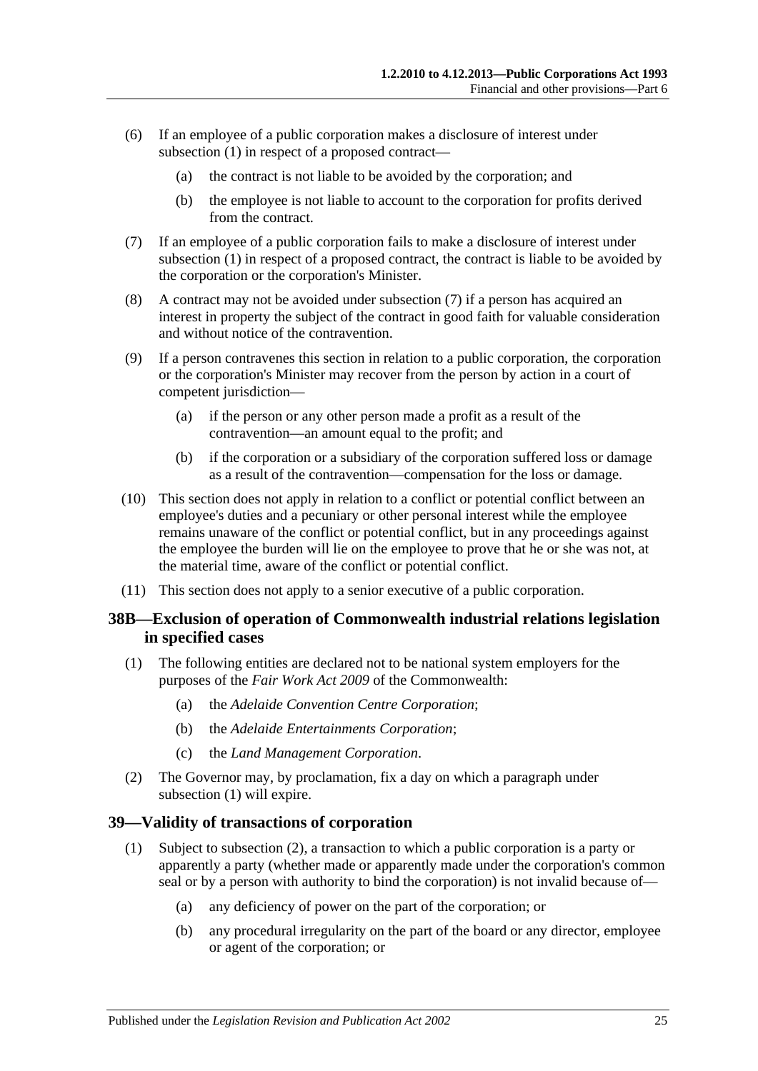(6) If an employee of a public corporation makes a disclosure of interest under subsection (1) in respect of a proposed contract—

(a) the contract is not liable to be avoided by the corporation; and

(b) the employee is not liable to account to the corporation for profits derived from the contract.

(7) If an employee of a public corporation fails to make a disclosure of interest under subsection (1) in respect of a proposed contract, the contract is liable to be avoided by the corporation or the corporation's Minister.

(8) A contract may not be avoided under subsection (7) if a person has acquired an interest in property the subject of the contract in good faith for valuable consideration and without notice of the contravention.

(9) If a person contravenes this section in relation to a public corporation, the corporation or the corporation's Minister may recover from the person by action in a court of competent jurisdiction—

(a) if the person or any other person made a profit as a result of the contravention—an amount equal to the profit; and

(b) if the corporation or a subsidiary of the corporation suffered loss or damage as a result of the contravention—compensation for the loss or damage.

(10) This section does not apply in relation to a conflict or potential conflict between an employee's duties and a pecuniary or other personal interest while the employee remains unaware of the conflict or potential conflict, but in any proceedings against the employee the burden will lie on the employee to prove that he or she was not, at the material time, aware of the conflict or potential conflict.

(11) This section does not apply to a senior executive of a public corporation.

## 38B—Exclusion of operation of Commonwealth industrial relations legislation in specified cases

(1) The following entities are declared not to be national system employers for the purposes of the *Fair Work Act 2009* of the Commonwealth:

(a) the *Adelaide Convention Centre Corporation*;

(b) the *Adelaide Entertainments Corporation*;

(c) the *Land Management Corporation*.

(2) The Governor may, by proclamation, fix a day on which a paragraph under subsection (1) will expire.

## 39—Validity of transactions of corporation

(1) Subject to subsection (2), a transaction to which a public corporation is a party or apparently a party (whether made or apparently made under the corporation's common seal or by a person with authority to bind the corporation) is not invalid because of—

(a) any deficiency of power on the part of the corporation; or

(b) any procedural irregularity on the part of the board or any director, employee or agent of the corporation; or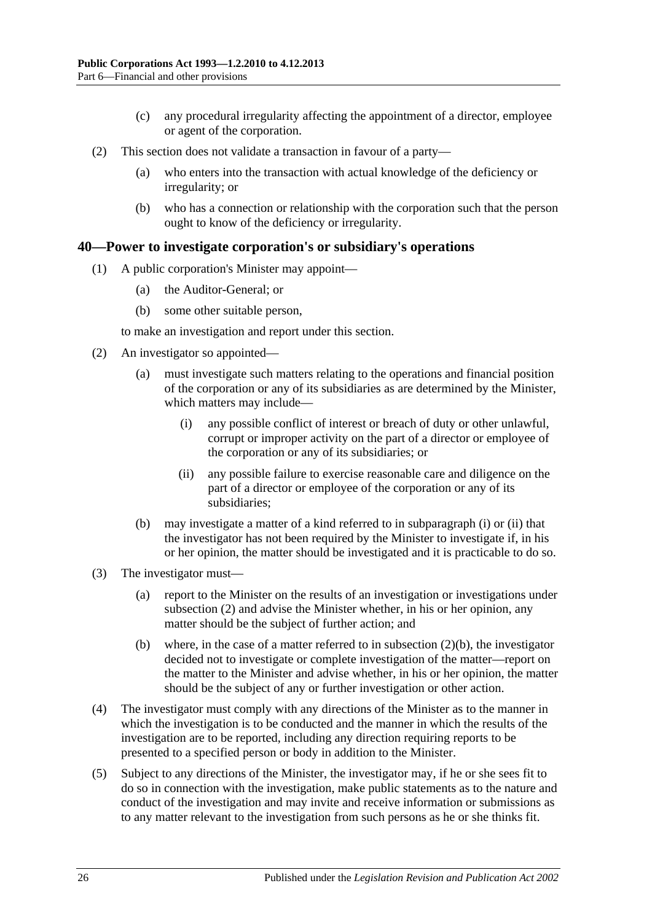(c) any procedural irregularity affecting the appointment of a director, employee or agent of the corporation.

(2) This section does not validate a transaction in favour of a party—

(a) who enters into the transaction with actual knowledge of the deficiency or irregularity; or

(b) who has a connection or relationship with the corporation such that the person ought to know of the deficiency or irregularity.

## 40—Power to investigate corporation's or subsidiary's operations

(1) A public corporation's Minister may appoint—

(a) the Auditor-General; or

(b) some other suitable person,

to make an investigation and report under this section.

(2) An investigator so appointed—

(a) must investigate such matters relating to the operations and financial position of the corporation or any of its subsidiaries as are determined by the Minister, which matters may include—

(i) any possible conflict of interest or breach of duty or other unlawful, corrupt or improper activity on the part of a director or employee of the corporation or any of its subsidiaries; or

(ii) any possible failure to exercise reasonable care and diligence on the part of a director or employee of the corporation or any of its subsidiaries;

(b) may investigate a matter of a kind referred to in subparagraph (i) or (ii) that the investigator has not been required by the Minister to investigate if, in his or her opinion, the matter should be investigated and it is practicable to do so.

(3) The investigator must—

(a) report to the Minister on the results of an investigation or investigations under subsection (2) and advise the Minister whether, in his or her opinion, any matter should be the subject of further action; and

(b) where, in the case of a matter referred to in subsection (2)(b), the investigator decided not to investigate or complete investigation of the matter—report on the matter to the Minister and advise whether, in his or her opinion, the matter should be the subject of any or further investigation or other action.

(4) The investigator must comply with any directions of the Minister as to the manner in which the investigation is to be conducted and the manner in which the results of the investigation are to be reported, including any direction requiring reports to be presented to a specified person or body in addition to the Minister.

(5) Subject to any directions of the Minister, the investigator may, if he or she sees fit to do so in connection with the investigation, make public statements as to the nature and conduct of the investigation and may invite and receive information or submissions as to any matter relevant to the investigation from such persons as he or she thinks fit.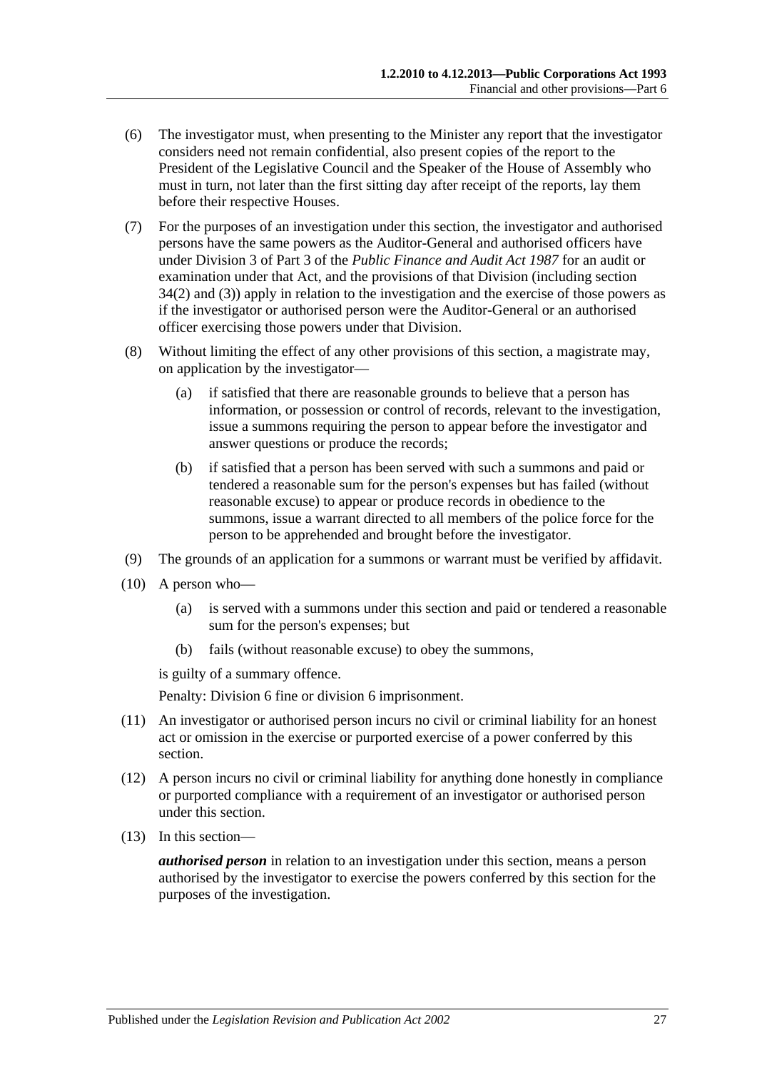(6) The investigator must, when presenting to the Minister any report that the investigator considers need not remain confidential, also present copies of the report to the President of the Legislative Council and the Speaker of the House of Assembly who must in turn, not later than the first sitting day after receipt of the reports, lay them before their respective Houses.

(7) For the purposes of an investigation under this section, the investigator and authorised persons have the same powers as the Auditor-General and authorised officers have under Division 3 of Part 3 of the *Public Finance and Audit Act 1987* for an audit or examination under that Act, and the provisions of that Division (including section 34(2) and (3)) apply in relation to the investigation and the exercise of those powers as if the investigator or authorised person were the Auditor-General or an authorised officer exercising those powers under that Division.

(8) Without limiting the effect of any other provisions of this section, a magistrate may, on application by the investigator—

 (a) if satisfied that there are reasonable grounds to believe that a person has information, or possession or control of records, relevant to the investigation, issue a summons requiring the person to appear before the investigator and answer questions or produce the records;

 (b) if satisfied that a person has been served with such a summons and paid or tendered a reasonable sum for the person's expenses but has failed (without reasonable excuse) to appear or produce records in obedience to the summons, issue a warrant directed to all members of the police force for the person to be apprehended and brought before the investigator.

(9) The grounds of an application for a summons or warrant must be verified by affidavit.

(10) A person who—

 (a) is served with a summons under this section and paid or tendered a reasonable sum for the person's expenses; but

 (b) fails (without reasonable excuse) to obey the summons,

is guilty of a summary offence.

Penalty: Division 6 fine or division 6 imprisonment.

(11) An investigator or authorised person incurs no civil or criminal liability for an honest act or omission in the exercise or purported exercise of a power conferred by this section.

(12) A person incurs no civil or criminal liability for anything done honestly in compliance or purported compliance with a requirement of an investigator or authorised person under this section.

(13) In this section—

***authorised person*** in relation to an investigation under this section, means a person authorised by the investigator to exercise the powers conferred by this section for the purposes of the investigation.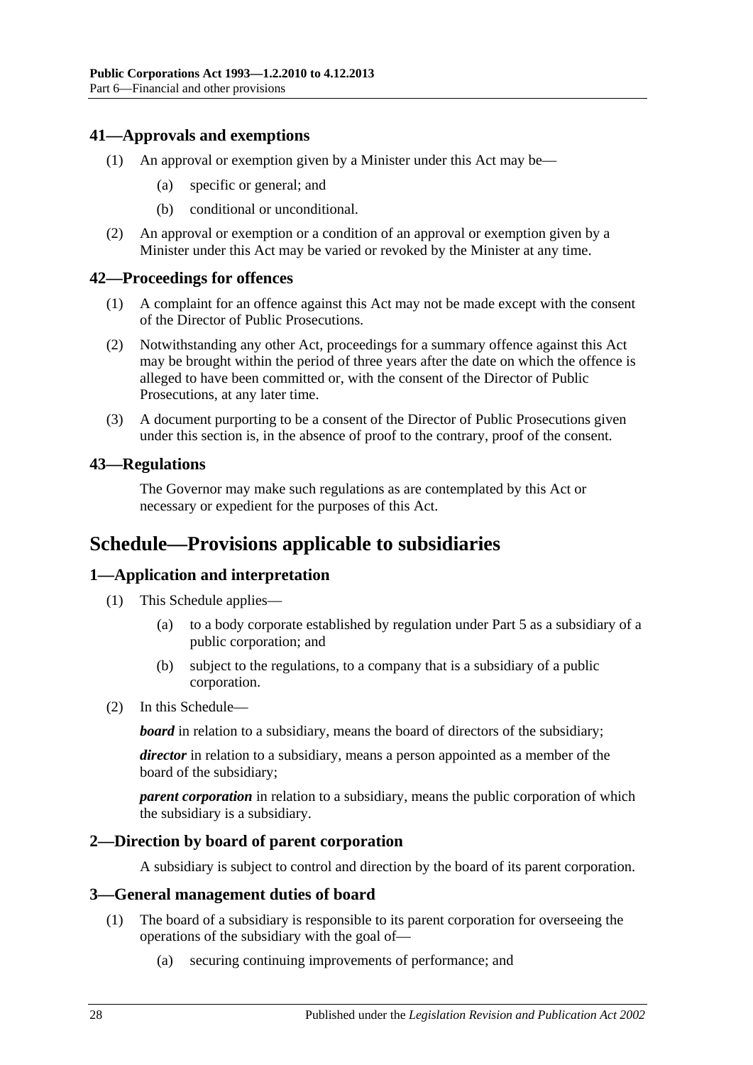### 41—Approvals and exemptions

(1) An approval or exemption given by a Minister under this Act may be—

  (a) specific or general; and

  (b) conditional or unconditional.

(2) An approval or exemption or a condition of an approval or exemption given by a Minister under this Act may be varied or revoked by the Minister at any time.

### 42—Proceedings for offences

(1) A complaint for an offence against this Act may not be made except with the consent of the Director of Public Prosecutions.

(2) Notwithstanding any other Act, proceedings for a summary offence against this Act may be brought within the period of three years after the date on which the offence is alleged to have been committed or, with the consent of the Director of Public Prosecutions, at any later time.

(3) A document purporting to be a consent of the Director of Public Prosecutions given under this section is, in the absence of proof to the contrary, proof of the consent.

### 43—Regulations

The Governor may make such regulations as are contemplated by this Act or necessary or expedient for the purposes of this Act.

## Schedule—Provisions applicable to subsidiaries

### 1—Application and interpretation

(1) This Schedule applies—

  (a) to a body corporate established by regulation under Part 5 as a subsidiary of a public corporation; and

  (b) subject to the regulations, to a company that is a subsidiary of a public corporation.

(2) In this Schedule—

***board*** in relation to a subsidiary, means the board of directors of the subsidiary;

***director*** in relation to a subsidiary, means a person appointed as a member of the board of the subsidiary;

***parent corporation*** in relation to a subsidiary, means the public corporation of which the subsidiary is a subsidiary.

### 2—Direction by board of parent corporation

A subsidiary is subject to control and direction by the board of its parent corporation.

### 3—General management duties of board

(1) The board of a subsidiary is responsible to its parent corporation for overseeing the operations of the subsidiary with the goal of—

  (a) securing continuing improvements of performance; and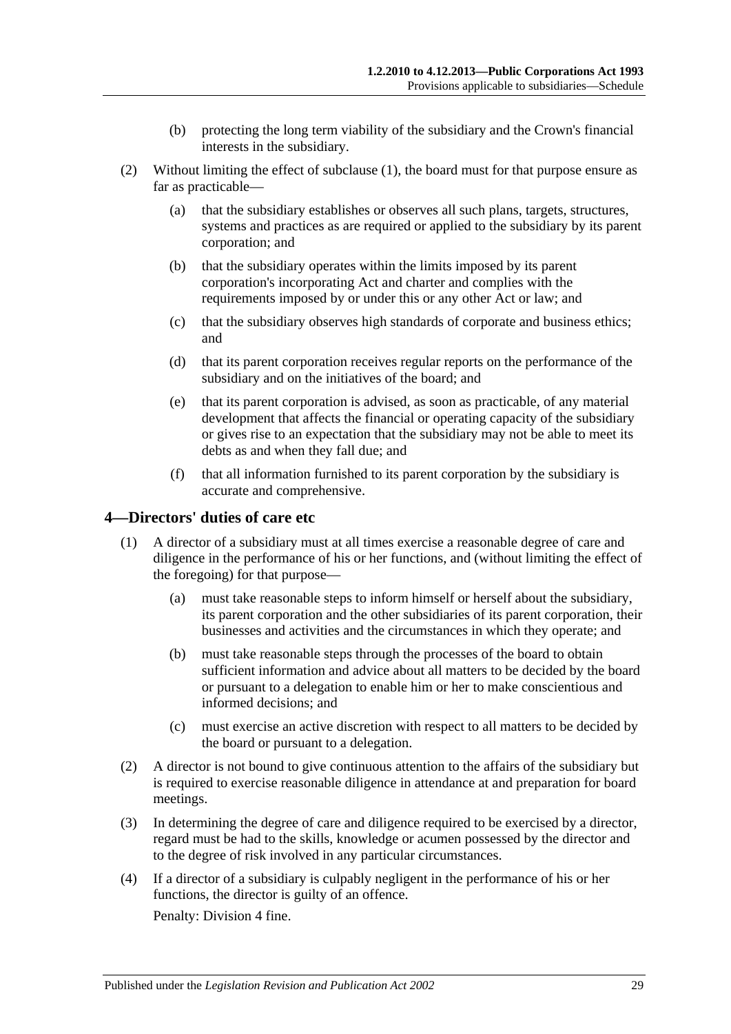(b) protecting the long term viability of the subsidiary and the Crown's financial interests in the subsidiary.

(2) Without limiting the effect of subclause (1), the board must for that purpose ensure as far as practicable—

(a) that the subsidiary establishes or observes all such plans, targets, structures, systems and practices as are required or applied to the subsidiary by its parent corporation; and

(b) that the subsidiary operates within the limits imposed by its parent corporation's incorporating Act and charter and complies with the requirements imposed by or under this or any other Act or law; and

(c) that the subsidiary observes high standards of corporate and business ethics; and

(d) that its parent corporation receives regular reports on the performance of the subsidiary and on the initiatives of the board; and

(e) that its parent corporation is advised, as soon as practicable, of any material development that affects the financial or operating capacity of the subsidiary or gives rise to an expectation that the subsidiary may not be able to meet its debts as and when they fall due; and

(f) that all information furnished to its parent corporation by the subsidiary is accurate and comprehensive.

## 4—Directors' duties of care etc

(1) A director of a subsidiary must at all times exercise a reasonable degree of care and diligence in the performance of his or her functions, and (without limiting the effect of the foregoing) for that purpose—

(a) must take reasonable steps to inform himself or herself about the subsidiary, its parent corporation and the other subsidiaries of its parent corporation, their businesses and activities and the circumstances in which they operate; and

(b) must take reasonable steps through the processes of the board to obtain sufficient information and advice about all matters to be decided by the board or pursuant to a delegation to enable him or her to make conscientious and informed decisions; and

(c) must exercise an active discretion with respect to all matters to be decided by the board or pursuant to a delegation.

(2) A director is not bound to give continuous attention to the affairs of the subsidiary but is required to exercise reasonable diligence in attendance at and preparation for board meetings.

(3) In determining the degree of care and diligence required to be exercised by a director, regard must be had to the skills, knowledge or acumen possessed by the director and to the degree of risk involved in any particular circumstances.

(4) If a director of a subsidiary is culpably negligent in the performance of his or her functions, the director is guilty of an offence.

Penalty: Division 4 fine.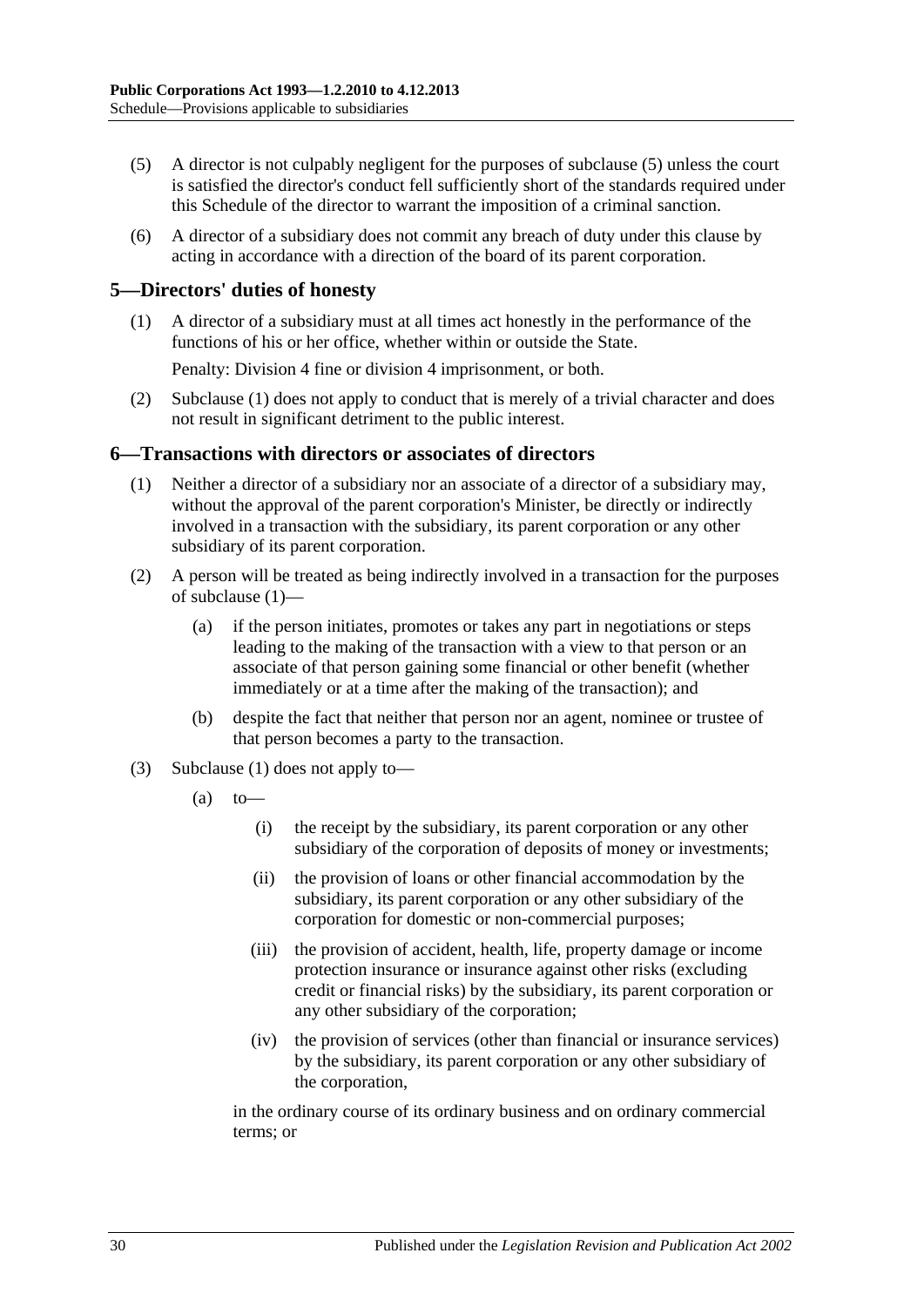(5) A director is not culpably negligent for the purposes of subclause (5) unless the court is satisfied the director's conduct fell sufficiently short of the standards required under this Schedule of the director to warrant the imposition of a criminal sanction.

(6) A director of a subsidiary does not commit any breach of duty under this clause by acting in accordance with a direction of the board of its parent corporation.

## 5—Directors' duties of honesty

(1) A director of a subsidiary must at all times act honestly in the performance of the functions of his or her office, whether within or outside the State.

Penalty: Division 4 fine or division 4 imprisonment, or both.

(2) Subclause (1) does not apply to conduct that is merely of a trivial character and does not result in significant detriment to the public interest.

## 6—Transactions with directors or associates of directors

(1) Neither a director of a subsidiary nor an associate of a director of a subsidiary may, without the approval of the parent corporation's Minister, be directly or indirectly involved in a transaction with the subsidiary, its parent corporation or any other subsidiary of its parent corporation.

(2) A person will be treated as being indirectly involved in a transaction for the purposes of subclause (1)—

(a) if the person initiates, promotes or takes any part in negotiations or steps leading to the making of the transaction with a view to that person or an associate of that person gaining some financial or other benefit (whether immediately or at a time after the making of the transaction); and

(b) despite the fact that neither that person nor an agent, nominee or trustee of that person becomes a party to the transaction.

(3) Subclause (1) does not apply to—

(a) to—

(i) the receipt by the subsidiary, its parent corporation or any other subsidiary of the corporation of deposits of money or investments;

(ii) the provision of loans or other financial accommodation by the subsidiary, its parent corporation or any other subsidiary of the corporation for domestic or non-commercial purposes;

(iii) the provision of accident, health, life, property damage or income protection insurance or insurance against other risks (excluding credit or financial risks) by the subsidiary, its parent corporation or any other subsidiary of the corporation;

(iv) the provision of services (other than financial or insurance services) by the subsidiary, its parent corporation or any other subsidiary of the corporation,

in the ordinary course of its ordinary business and on ordinary commercial terms; or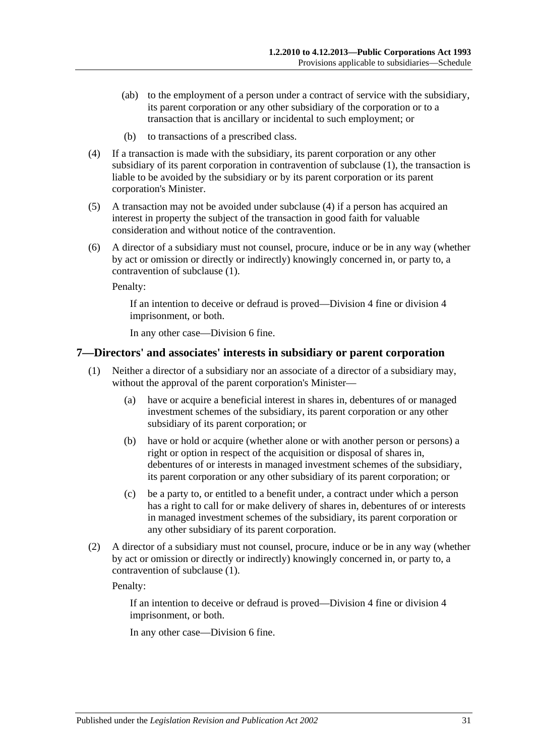(ab) to the employment of a person under a contract of service with the subsidiary, its parent corporation or any other subsidiary of the corporation or to a transaction that is ancillary or incidental to such employment; or

(b) to transactions of a prescribed class.

(4) If a transaction is made with the subsidiary, its parent corporation or any other subsidiary of its parent corporation in contravention of subclause (1), the transaction is liable to be avoided by the subsidiary or by its parent corporation or its parent corporation's Minister.

(5) A transaction may not be avoided under subclause (4) if a person has acquired an interest in property the subject of the transaction in good faith for valuable consideration and without notice of the contravention.

(6) A director of a subsidiary must not counsel, procure, induce or be in any way (whether by act or omission or directly or indirectly) knowingly concerned in, or party to, a contravention of subclause (1).

Penalty:

If an intention to deceive or defraud is proved—Division 4 fine or division 4 imprisonment, or both.

In any other case—Division 6 fine.

## 7—Directors' and associates' interests in subsidiary or parent corporation

(1) Neither a director of a subsidiary nor an associate of a director of a subsidiary may, without the approval of the parent corporation's Minister—

(a) have or acquire a beneficial interest in shares in, debentures of or managed investment schemes of the subsidiary, its parent corporation or any other subsidiary of its parent corporation; or

(b) have or hold or acquire (whether alone or with another person or persons) a right or option in respect of the acquisition or disposal of shares in, debentures of or interests in managed investment schemes of the subsidiary, its parent corporation or any other subsidiary of its parent corporation; or

(c) be a party to, or entitled to a benefit under, a contract under which a person has a right to call for or make delivery of shares in, debentures of or interests in managed investment schemes of the subsidiary, its parent corporation or any other subsidiary of its parent corporation.

(2) A director of a subsidiary must not counsel, procure, induce or be in any way (whether by act or omission or directly or indirectly) knowingly concerned in, or party to, a contravention of subclause (1).

Penalty:

If an intention to deceive or defraud is proved—Division 4 fine or division 4 imprisonment, or both.

In any other case—Division 6 fine.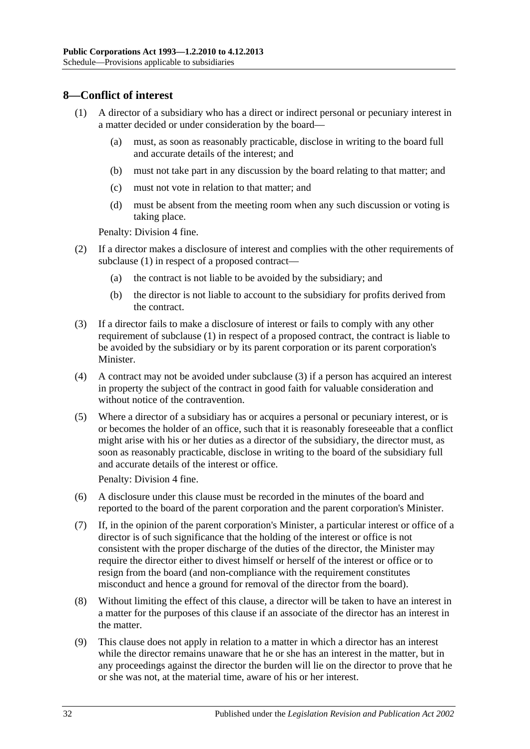## 8—Conflict of interest

(1) A director of a subsidiary who has a direct or indirect personal or pecuniary interest in a matter decided or under consideration by the board—

(a) must, as soon as reasonably practicable, disclose in writing to the board full and accurate details of the interest; and

(b) must not take part in any discussion by the board relating to that matter; and

(c) must not vote in relation to that matter; and

(d) must be absent from the meeting room when any such discussion or voting is taking place.

Penalty: Division 4 fine.

(2) If a director makes a disclosure of interest and complies with the other requirements of subclause (1) in respect of a proposed contract—

(a) the contract is not liable to be avoided by the subsidiary; and

(b) the director is not liable to account to the subsidiary for profits derived from the contract.

(3) If a director fails to make a disclosure of interest or fails to comply with any other requirement of subclause (1) in respect of a proposed contract, the contract is liable to be avoided by the subsidiary or by its parent corporation or its parent corporation's Minister.

(4) A contract may not be avoided under subclause (3) if a person has acquired an interest in property the subject of the contract in good faith for valuable consideration and without notice of the contravention.

(5) Where a director of a subsidiary has or acquires a personal or pecuniary interest, or is or becomes the holder of an office, such that it is reasonably foreseeable that a conflict might arise with his or her duties as a director of the subsidiary, the director must, as soon as reasonably practicable, disclose in writing to the board of the subsidiary full and accurate details of the interest or office.

Penalty: Division 4 fine.

(6) A disclosure under this clause must be recorded in the minutes of the board and reported to the board of the parent corporation and the parent corporation's Minister.

(7) If, in the opinion of the parent corporation's Minister, a particular interest or office of a director is of such significance that the holding of the interest or office is not consistent with the proper discharge of the duties of the director, the Minister may require the director either to divest himself or herself of the interest or office or to resign from the board (and non-compliance with the requirement constitutes misconduct and hence a ground for removal of the director from the board).

(8) Without limiting the effect of this clause, a director will be taken to have an interest in a matter for the purposes of this clause if an associate of the director has an interest in the matter.

(9) This clause does not apply in relation to a matter in which a director has an interest while the director remains unaware that he or she has an interest in the matter, but in any proceedings against the director the burden will lie on the director to prove that he or she was not, at the material time, aware of his or her interest.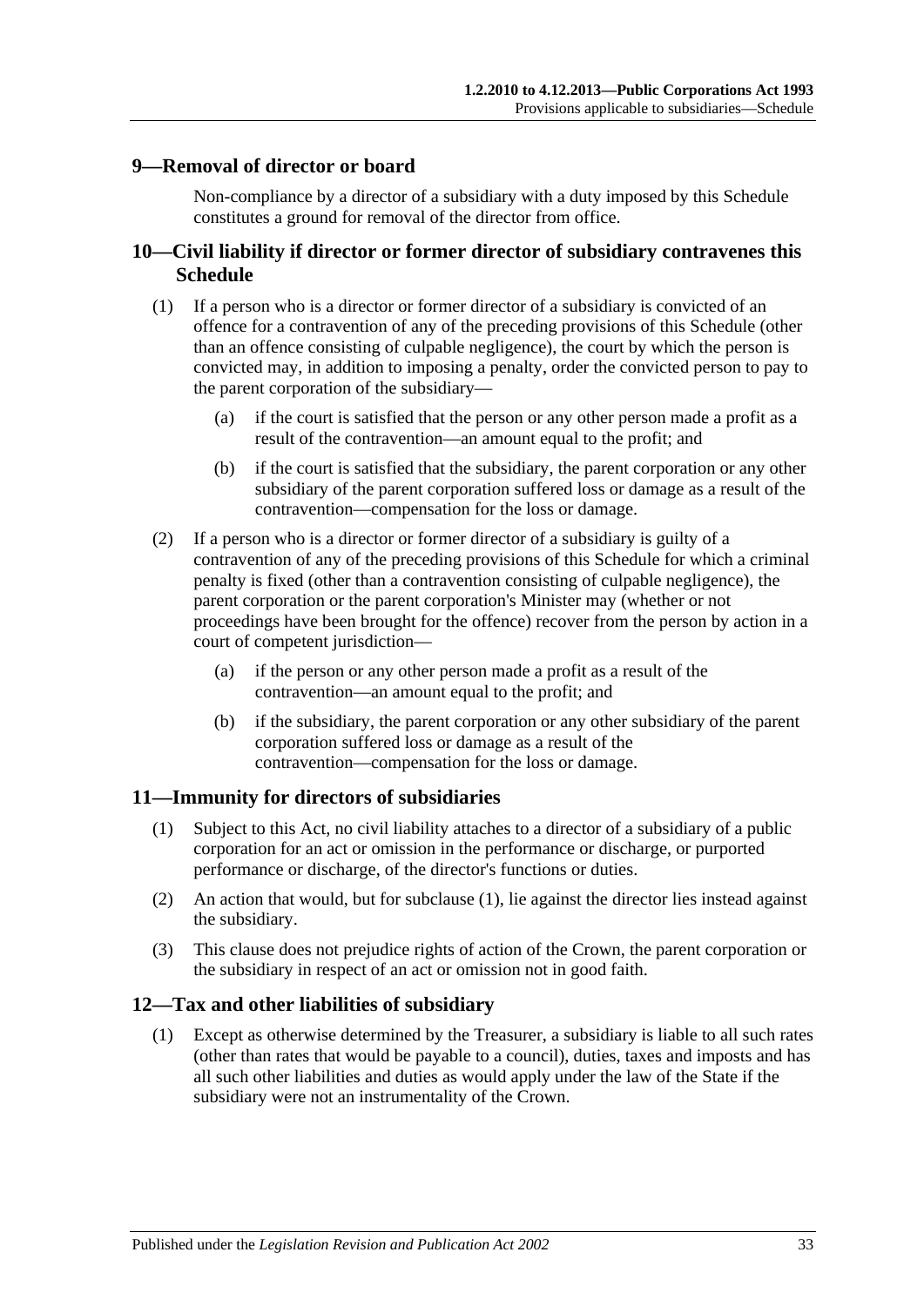## 9—Removal of director or board

Non-compliance by a director of a subsidiary with a duty imposed by this Schedule constitutes a ground for removal of the director from office.

## 10—Civil liability if director or former director of subsidiary contravenes this Schedule

(1) If a person who is a director or former director of a subsidiary is convicted of an offence for a contravention of any of the preceding provisions of this Schedule (other than an offence consisting of culpable negligence), the court by which the person is convicted may, in addition to imposing a penalty, order the convicted person to pay to the parent corporation of the subsidiary—

(a) if the court is satisfied that the person or any other person made a profit as a result of the contravention—an amount equal to the profit; and

(b) if the court is satisfied that the subsidiary, the parent corporation or any other subsidiary of the parent corporation suffered loss or damage as a result of the contravention—compensation for the loss or damage.

(2) If a person who is a director or former director of a subsidiary is guilty of a contravention of any of the preceding provisions of this Schedule for which a criminal penalty is fixed (other than a contravention consisting of culpable negligence), the parent corporation or the parent corporation's Minister may (whether or not proceedings have been brought for the offence) recover from the person by action in a court of competent jurisdiction—

(a) if the person or any other person made a profit as a result of the contravention—an amount equal to the profit; and

(b) if the subsidiary, the parent corporation or any other subsidiary of the parent corporation suffered loss or damage as a result of the contravention—compensation for the loss or damage.

## 11—Immunity for directors of subsidiaries

(1) Subject to this Act, no civil liability attaches to a director of a subsidiary of a public corporation for an act or omission in the performance or discharge, or purported performance or discharge, of the director's functions or duties.

(2) An action that would, but for subclause (1), lie against the director lies instead against the subsidiary.

(3) This clause does not prejudice rights of action of the Crown, the parent corporation or the subsidiary in respect of an act or omission not in good faith.

## 12—Tax and other liabilities of subsidiary

(1) Except as otherwise determined by the Treasurer, a subsidiary is liable to all such rates (other than rates that would be payable to a council), duties, taxes and imposts and has all such other liabilities and duties as would apply under the law of the State if the subsidiary were not an instrumentality of the Crown.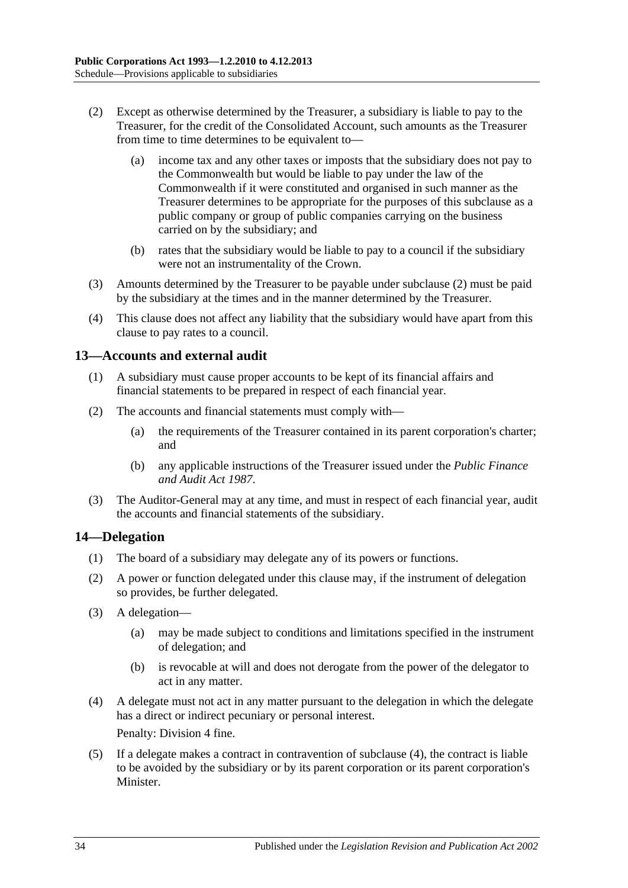(2) Except as otherwise determined by the Treasurer, a subsidiary is liable to pay to the Treasurer, for the credit of the Consolidated Account, such amounts as the Treasurer from time to time determines to be equivalent to—

(a) income tax and any other taxes or imposts that the subsidiary does not pay to the Commonwealth but would be liable to pay under the law of the Commonwealth if it were constituted and organised in such manner as the Treasurer determines to be appropriate for the purposes of this subclause as a public company or group of public companies carrying on the business carried on by the subsidiary; and

(b) rates that the subsidiary would be liable to pay to a council if the subsidiary were not an instrumentality of the Crown.

(3) Amounts determined by the Treasurer to be payable under subclause (2) must be paid by the subsidiary at the times and in the manner determined by the Treasurer.

(4) This clause does not affect any liability that the subsidiary would have apart from this clause to pay rates to a council.

## 13—Accounts and external audit

(1) A subsidiary must cause proper accounts to be kept of its financial affairs and financial statements to be prepared in respect of each financial year.

(2) The accounts and financial statements must comply with—

(a) the requirements of the Treasurer contained in its parent corporation's charter; and

(b) any applicable instructions of the Treasurer issued under the *Public Finance and Audit Act 1987*.

(3) The Auditor-General may at any time, and must in respect of each financial year, audit the accounts and financial statements of the subsidiary.

## 14—Delegation

(1) The board of a subsidiary may delegate any of its powers or functions.

(2) A power or function delegated under this clause may, if the instrument of delegation so provides, be further delegated.

(3) A delegation—

(a) may be made subject to conditions and limitations specified in the instrument of delegation; and

(b) is revocable at will and does not derogate from the power of the delegator to act in any matter.

(4) A delegate must not act in any matter pursuant to the delegation in which the delegate has a direct or indirect pecuniary or personal interest.

Penalty: Division 4 fine.

(5) If a delegate makes a contract in contravention of subclause (4), the contract is liable to be avoided by the subsidiary or by its parent corporation or its parent corporation's Minister.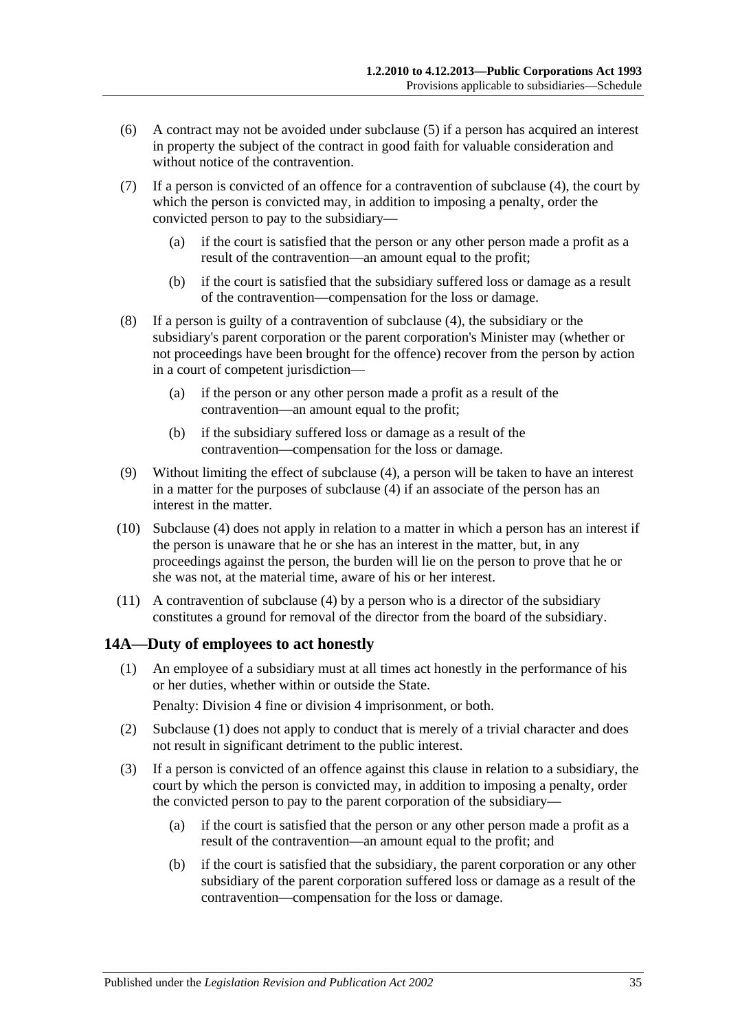(6) A contract may not be avoided under subclause (5) if a person has acquired an interest in property the subject of the contract in good faith for valuable consideration and without notice of the contravention.

(7) If a person is convicted of an offence for a contravention of subclause (4), the court by which the person is convicted may, in addition to imposing a penalty, order the convicted person to pay to the subsidiary—

(a) if the court is satisfied that the person or any other person made a profit as a result of the contravention—an amount equal to the profit;

(b) if the court is satisfied that the subsidiary suffered loss or damage as a result of the contravention—compensation for the loss or damage.

(8) If a person is guilty of a contravention of subclause (4), the subsidiary or the subsidiary's parent corporation or the parent corporation's Minister may (whether or not proceedings have been brought for the offence) recover from the person by action in a court of competent jurisdiction—

(a) if the person or any other person made a profit as a result of the contravention—an amount equal to the profit;

(b) if the subsidiary suffered loss or damage as a result of the contravention—compensation for the loss or damage.

(9) Without limiting the effect of subclause (4), a person will be taken to have an interest in a matter for the purposes of subclause (4) if an associate of the person has an interest in the matter.

(10) Subclause (4) does not apply in relation to a matter in which a person has an interest if the person is unaware that he or she has an interest in the matter, but, in any proceedings against the person, the burden will lie on the person to prove that he or she was not, at the material time, aware of his or her interest.

(11) A contravention of subclause (4) by a person who is a director of the subsidiary constitutes a ground for removal of the director from the board of the subsidiary.

## 14A—Duty of employees to act honestly

(1) An employee of a subsidiary must at all times act honestly in the performance of his or her duties, whether within or outside the State.

Penalty: Division 4 fine or division 4 imprisonment, or both.

(2) Subclause (1) does not apply to conduct that is merely of a trivial character and does not result in significant detriment to the public interest.

(3) If a person is convicted of an offence against this clause in relation to a subsidiary, the court by which the person is convicted may, in addition to imposing a penalty, order the convicted person to pay to the parent corporation of the subsidiary—

(a) if the court is satisfied that the person or any other person made a profit as a result of the contravention—an amount equal to the profit; and

(b) if the court is satisfied that the subsidiary, the parent corporation or any other subsidiary of the parent corporation suffered loss or damage as a result of the contravention—compensation for the loss or damage.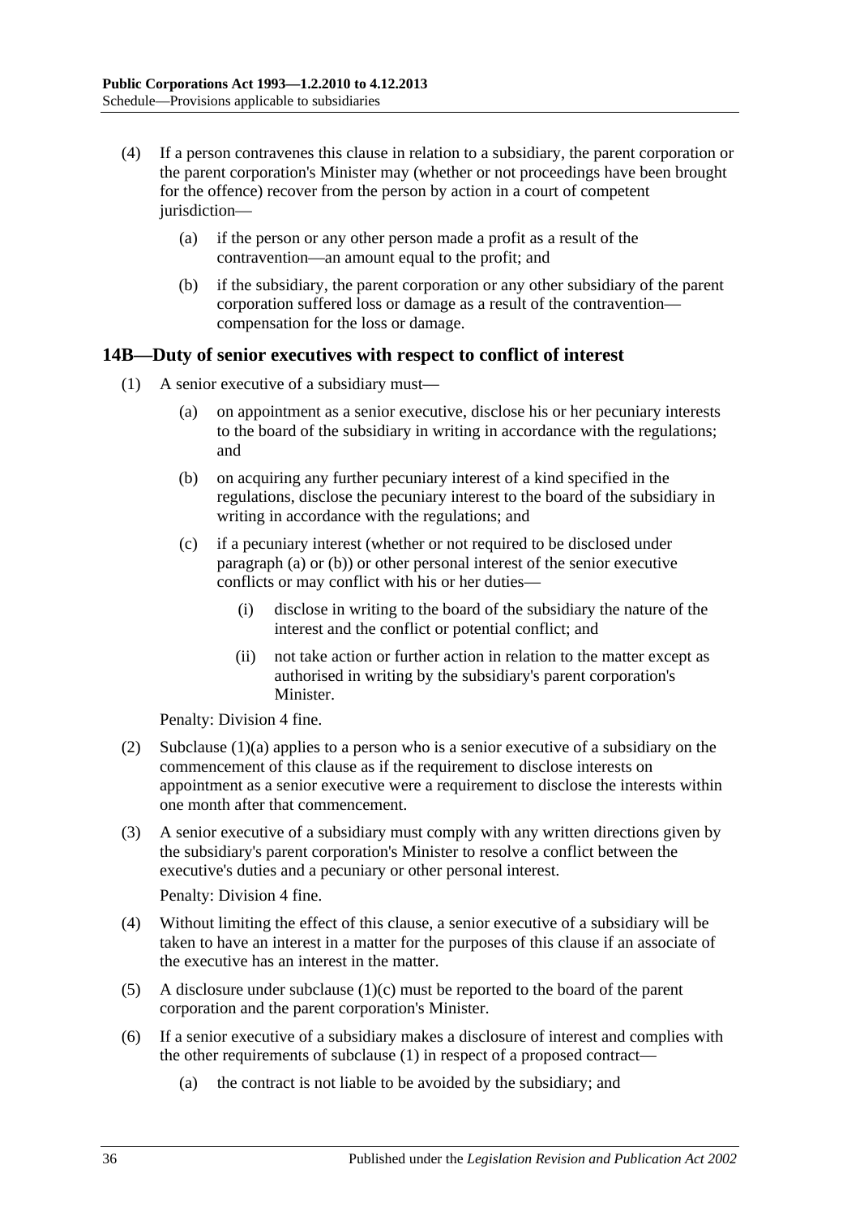(4) If a person contravenes this clause in relation to a subsidiary, the parent corporation or the parent corporation's Minister may (whether or not proceedings have been brought for the offence) recover from the person by action in a court of competent jurisdiction—

(a) if the person or any other person made a profit as a result of the contravention—an amount equal to the profit; and

(b) if the subsidiary, the parent corporation or any other subsidiary of the parent corporation suffered loss or damage as a result of the contravention—compensation for the loss or damage.

## 14B—Duty of senior executives with respect to conflict of interest

(1) A senior executive of a subsidiary must—

(a) on appointment as a senior executive, disclose his or her pecuniary interests to the board of the subsidiary in writing in accordance with the regulations; and

(b) on acquiring any further pecuniary interest of a kind specified in the regulations, disclose the pecuniary interest to the board of the subsidiary in writing in accordance with the regulations; and

(c) if a pecuniary interest (whether or not required to be disclosed under paragraph (a) or (b)) or other personal interest of the senior executive conflicts or may conflict with his or her duties—

(i) disclose in writing to the board of the subsidiary the nature of the interest and the conflict or potential conflict; and

(ii) not take action or further action in relation to the matter except as authorised in writing by the subsidiary's parent corporation's Minister.

Penalty: Division 4 fine.

(2) Subclause (1)(a) applies to a person who is a senior executive of a subsidiary on the commencement of this clause as if the requirement to disclose interests on appointment as a senior executive were a requirement to disclose the interests within one month after that commencement.

(3) A senior executive of a subsidiary must comply with any written directions given by the subsidiary's parent corporation's Minister to resolve a conflict between the executive's duties and a pecuniary or other personal interest.

Penalty: Division 4 fine.

(4) Without limiting the effect of this clause, a senior executive of a subsidiary will be taken to have an interest in a matter for the purposes of this clause if an associate of the executive has an interest in the matter.

(5) A disclosure under subclause (1)(c) must be reported to the board of the parent corporation and the parent corporation's Minister.

(6) If a senior executive of a subsidiary makes a disclosure of interest and complies with the other requirements of subclause (1) in respect of a proposed contract—

(a) the contract is not liable to be avoided by the subsidiary; and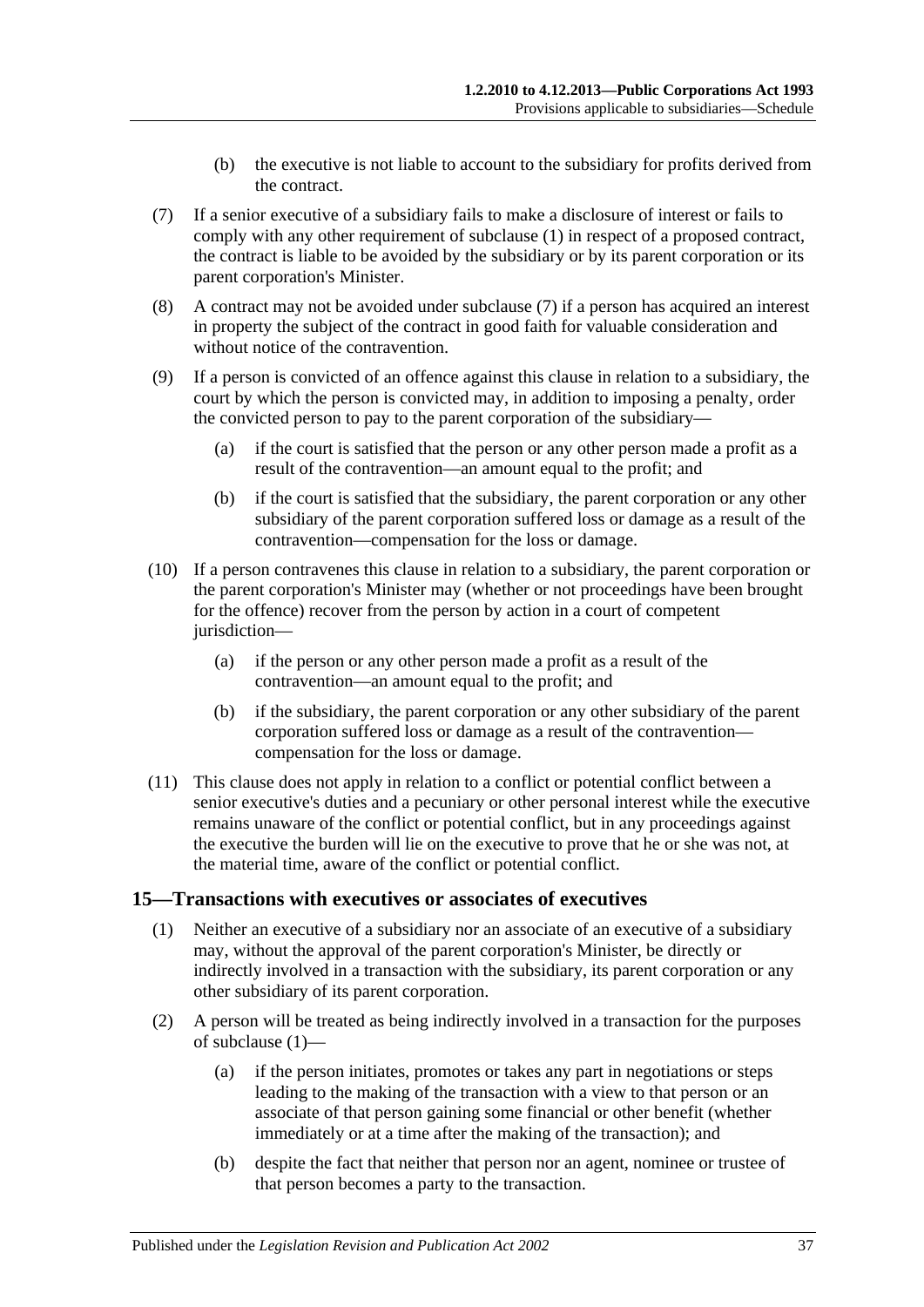(b) the executive is not liable to account to the subsidiary for profits derived from the contract.

(7) If a senior executive of a subsidiary fails to make a disclosure of interest or fails to comply with any other requirement of subclause (1) in respect of a proposed contract, the contract is liable to be avoided by the subsidiary or by its parent corporation or its parent corporation's Minister.

(8) A contract may not be avoided under subclause (7) if a person has acquired an interest in property the subject of the contract in good faith for valuable consideration and without notice of the contravention.

(9) If a person is convicted of an offence against this clause in relation to a subsidiary, the court by which the person is convicted may, in addition to imposing a penalty, order the convicted person to pay to the parent corporation of the subsidiary—

(a) if the court is satisfied that the person or any other person made a profit as a result of the contravention—an amount equal to the profit; and

(b) if the court is satisfied that the subsidiary, the parent corporation or any other subsidiary of the parent corporation suffered loss or damage as a result of the contravention—compensation for the loss or damage.

(10) If a person contravenes this clause in relation to a subsidiary, the parent corporation or the parent corporation's Minister may (whether or not proceedings have been brought for the offence) recover from the person by action in a court of competent jurisdiction—

(a) if the person or any other person made a profit as a result of the contravention—an amount equal to the profit; and

(b) if the subsidiary, the parent corporation or any other subsidiary of the parent corporation suffered loss or damage as a result of the contravention—compensation for the loss or damage.

(11) This clause does not apply in relation to a conflict or potential conflict between a senior executive's duties and a pecuniary or other personal interest while the executive remains unaware of the conflict or potential conflict, but in any proceedings against the executive the burden will lie on the executive to prove that he or she was not, at the material time, aware of the conflict or potential conflict.

## 15—Transactions with executives or associates of executives

(1) Neither an executive of a subsidiary nor an associate of an executive of a subsidiary may, without the approval of the parent corporation's Minister, be directly or indirectly involved in a transaction with the subsidiary, its parent corporation or any other subsidiary of its parent corporation.

(2) A person will be treated as being indirectly involved in a transaction for the purposes of subclause (1)—

(a) if the person initiates, promotes or takes any part in negotiations or steps leading to the making of the transaction with a view to that person or an associate of that person gaining some financial or other benefit (whether immediately or at a time after the making of the transaction); and

(b) despite the fact that neither that person nor an agent, nominee or trustee of that person becomes a party to the transaction.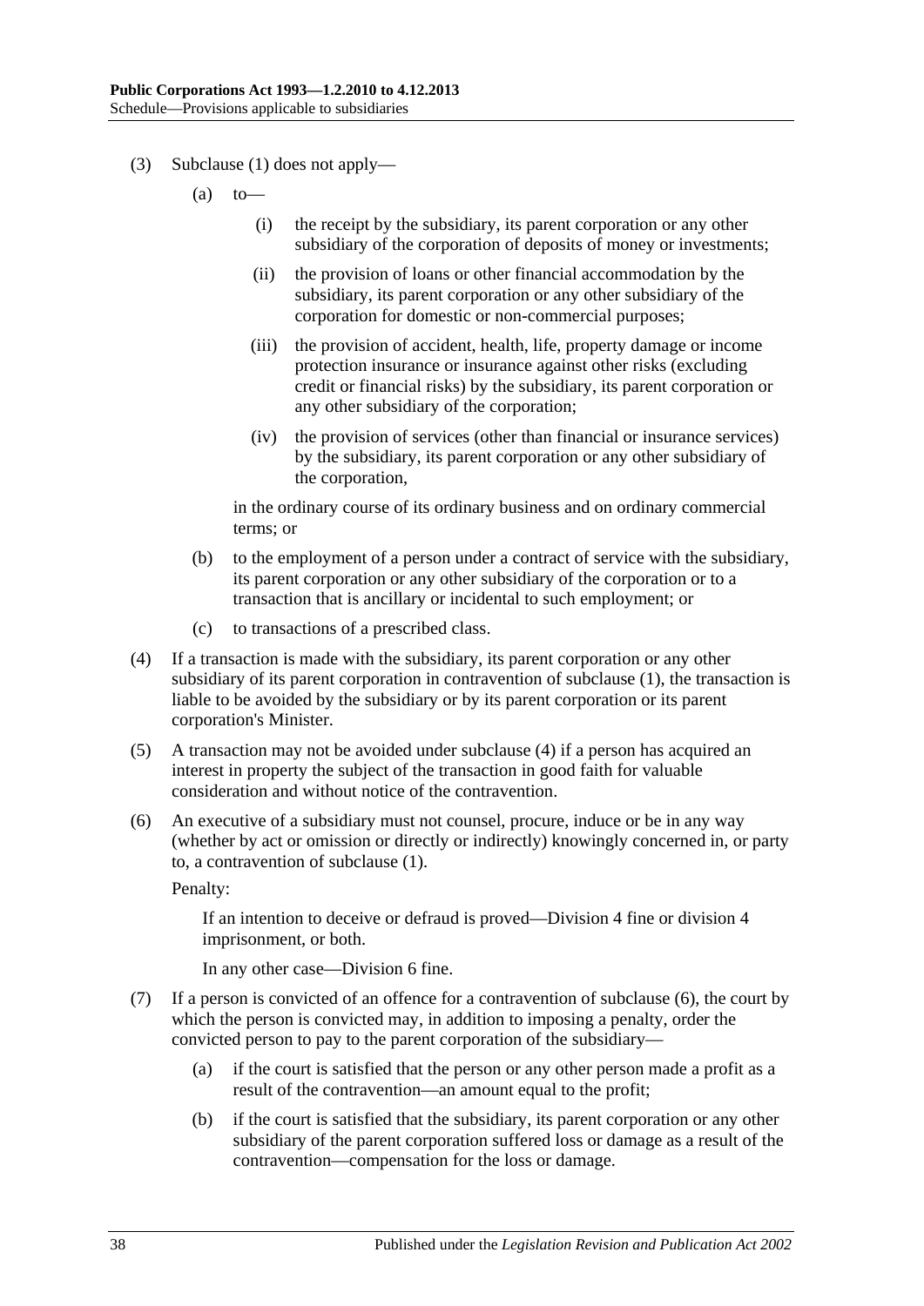(3) Subclause (1) does not apply—

(a) to—

(i) the receipt by the subsidiary, its parent corporation or any other subsidiary of the corporation of deposits of money or investments;

(ii) the provision of loans or other financial accommodation by the subsidiary, its parent corporation or any other subsidiary of the corporation for domestic or non-commercial purposes;

(iii) the provision of accident, health, life, property damage or income protection insurance or insurance against other risks (excluding credit or financial risks) by the subsidiary, its parent corporation or any other subsidiary of the corporation;

(iv) the provision of services (other than financial or insurance services) by the subsidiary, its parent corporation or any other subsidiary of the corporation,

in the ordinary course of its ordinary business and on ordinary commercial terms; or

(b) to the employment of a person under a contract of service with the subsidiary, its parent corporation or any other subsidiary of the corporation or to a transaction that is ancillary or incidental to such employment; or

(c) to transactions of a prescribed class.

(4) If a transaction is made with the subsidiary, its parent corporation or any other subsidiary of its parent corporation in contravention of subclause (1), the transaction is liable to be avoided by the subsidiary or by its parent corporation or its parent corporation's Minister.

(5) A transaction may not be avoided under subclause (4) if a person has acquired an interest in property the subject of the transaction in good faith for valuable consideration and without notice of the contravention.

(6) An executive of a subsidiary must not counsel, procure, induce or be in any way (whether by act or omission or directly or indirectly) knowingly concerned in, or party to, a contravention of subclause (1).

Penalty:

If an intention to deceive or defraud is proved—Division 4 fine or division 4 imprisonment, or both.

In any other case—Division 6 fine.

(7) If a person is convicted of an offence for a contravention of subclause (6), the court by which the person is convicted may, in addition to imposing a penalty, order the convicted person to pay to the parent corporation of the subsidiary—

(a) if the court is satisfied that the person or any other person made a profit as a result of the contravention—an amount equal to the profit;

(b) if the court is satisfied that the subsidiary, its parent corporation or any other subsidiary of the parent corporation suffered loss or damage as a result of the contravention—compensation for the loss or damage.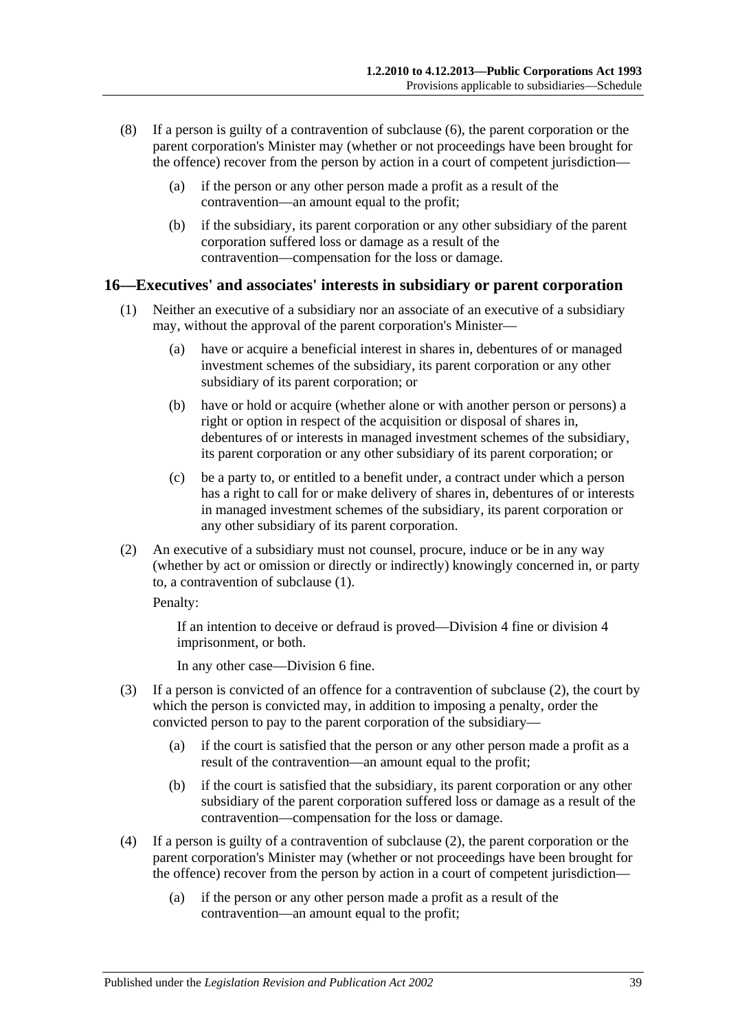(8) If a person is guilty of a contravention of subclause (6), the parent corporation or the parent corporation's Minister may (whether or not proceedings have been brought for the offence) recover from the person by action in a court of competent jurisdiction—

(a) if the person or any other person made a profit as a result of the contravention—an amount equal to the profit;

(b) if the subsidiary, its parent corporation or any other subsidiary of the parent corporation suffered loss or damage as a result of the contravention—compensation for the loss or damage.

## 16—Executives' and associates' interests in subsidiary or parent corporation

(1) Neither an executive of a subsidiary nor an associate of an executive of a subsidiary may, without the approval of the parent corporation's Minister—

(a) have or acquire a beneficial interest in shares in, debentures of or managed investment schemes of the subsidiary, its parent corporation or any other subsidiary of its parent corporation; or

(b) have or hold or acquire (whether alone or with another person or persons) a right or option in respect of the acquisition or disposal of shares in, debentures of or interests in managed investment schemes of the subsidiary, its parent corporation or any other subsidiary of its parent corporation; or

(c) be a party to, or entitled to a benefit under, a contract under which a person has a right to call for or make delivery of shares in, debentures of or interests in managed investment schemes of the subsidiary, its parent corporation or any other subsidiary of its parent corporation.

(2) An executive of a subsidiary must not counsel, procure, induce or be in any way (whether by act or omission or directly or indirectly) knowingly concerned in, or party to, a contravention of subclause (1).

Penalty:

If an intention to deceive or defraud is proved—Division 4 fine or division 4 imprisonment, or both.

In any other case—Division 6 fine.

(3) If a person is convicted of an offence for a contravention of subclause (2), the court by which the person is convicted may, in addition to imposing a penalty, order the convicted person to pay to the parent corporation of the subsidiary—

(a) if the court is satisfied that the person or any other person made a profit as a result of the contravention—an amount equal to the profit;

(b) if the court is satisfied that the subsidiary, its parent corporation or any other subsidiary of the parent corporation suffered loss or damage as a result of the contravention—compensation for the loss or damage.

(4) If a person is guilty of a contravention of subclause (2), the parent corporation or the parent corporation's Minister may (whether or not proceedings have been brought for the offence) recover from the person by action in a court of competent jurisdiction—

(a) if the person or any other person made a profit as a result of the contravention—an amount equal to the profit;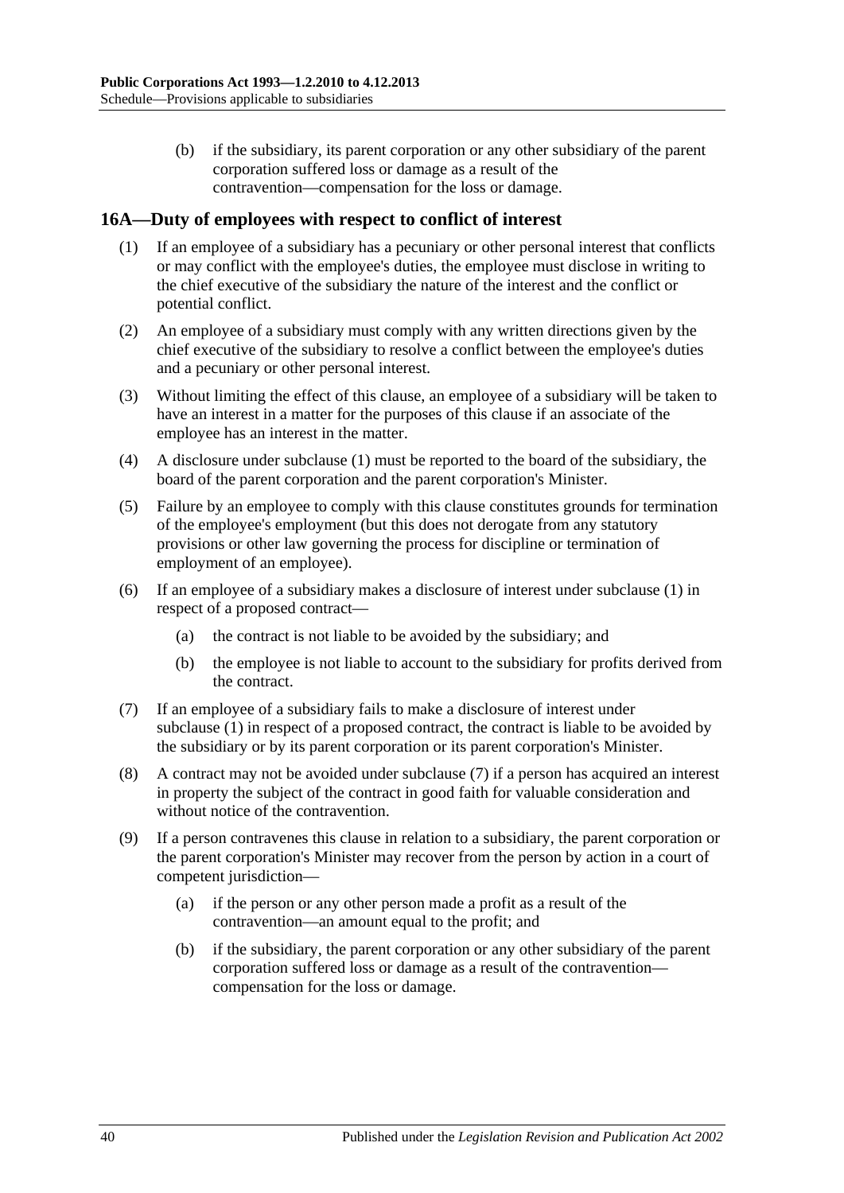(b) if the subsidiary, its parent corporation or any other subsidiary of the parent corporation suffered loss or damage as a result of the contravention—compensation for the loss or damage.

## 16A—Duty of employees with respect to conflict of interest

(1) If an employee of a subsidiary has a pecuniary or other personal interest that conflicts or may conflict with the employee's duties, the employee must disclose in writing to the chief executive of the subsidiary the nature of the interest and the conflict or potential conflict.

(2) An employee of a subsidiary must comply with any written directions given by the chief executive of the subsidiary to resolve a conflict between the employee's duties and a pecuniary or other personal interest.

(3) Without limiting the effect of this clause, an employee of a subsidiary will be taken to have an interest in a matter for the purposes of this clause if an associate of the employee has an interest in the matter.

(4) A disclosure under subclause (1) must be reported to the board of the subsidiary, the board of the parent corporation and the parent corporation's Minister.

(5) Failure by an employee to comply with this clause constitutes grounds for termination of the employee's employment (but this does not derogate from any statutory provisions or other law governing the process for discipline or termination of employment of an employee).

(6) If an employee of a subsidiary makes a disclosure of interest under subclause (1) in respect of a proposed contract—

(a) the contract is not liable to be avoided by the subsidiary; and

(b) the employee is not liable to account to the subsidiary for profits derived from the contract.

(7) If an employee of a subsidiary fails to make a disclosure of interest under subclause (1) in respect of a proposed contract, the contract is liable to be avoided by the subsidiary or by its parent corporation or its parent corporation's Minister.

(8) A contract may not be avoided under subclause (7) if a person has acquired an interest in property the subject of the contract in good faith for valuable consideration and without notice of the contravention.

(9) If a person contravenes this clause in relation to a subsidiary, the parent corporation or the parent corporation's Minister may recover from the person by action in a court of competent jurisdiction—

(a) if the person or any other person made a profit as a result of the contravention—an amount equal to the profit; and

(b) if the subsidiary, the parent corporation or any other subsidiary of the parent corporation suffered loss or damage as a result of the contravention—compensation for the loss or damage.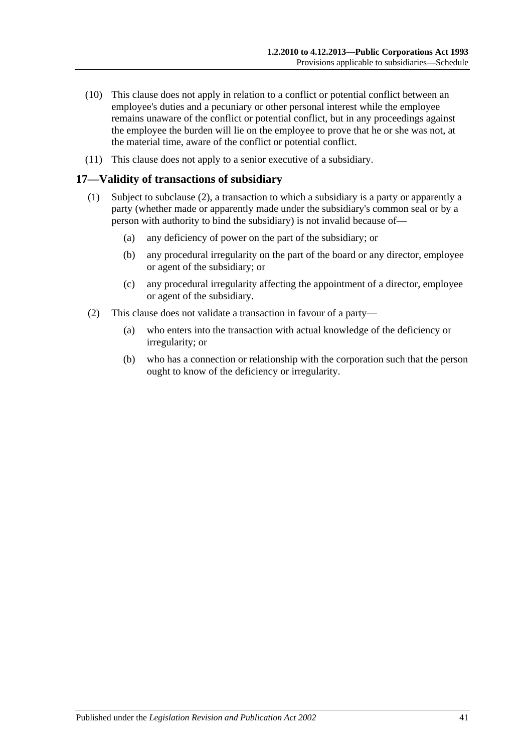(10) This clause does not apply in relation to a conflict or potential conflict between an employee's duties and a pecuniary or other personal interest while the employee remains unaware of the conflict or potential conflict, but in any proceedings against the employee the burden will lie on the employee to prove that he or she was not, at the material time, aware of the conflict or potential conflict.

(11) This clause does not apply to a senior executive of a subsidiary.

## 17—Validity of transactions of subsidiary

(1) Subject to subclause (2), a transaction to which a subsidiary is a party or apparently a party (whether made or apparently made under the subsidiary's common seal or by a person with authority to bind the subsidiary) is not invalid because of—

- (a) any deficiency of power on the part of the subsidiary; or
- (b) any procedural irregularity on the part of the board or any director, employee or agent of the subsidiary; or
- (c) any procedural irregularity affecting the appointment of a director, employee or agent of the subsidiary.

(2) This clause does not validate a transaction in favour of a party—

- (a) who enters into the transaction with actual knowledge of the deficiency or irregularity; or
- (b) who has a connection or relationship with the corporation such that the person ought to know of the deficiency or irregularity.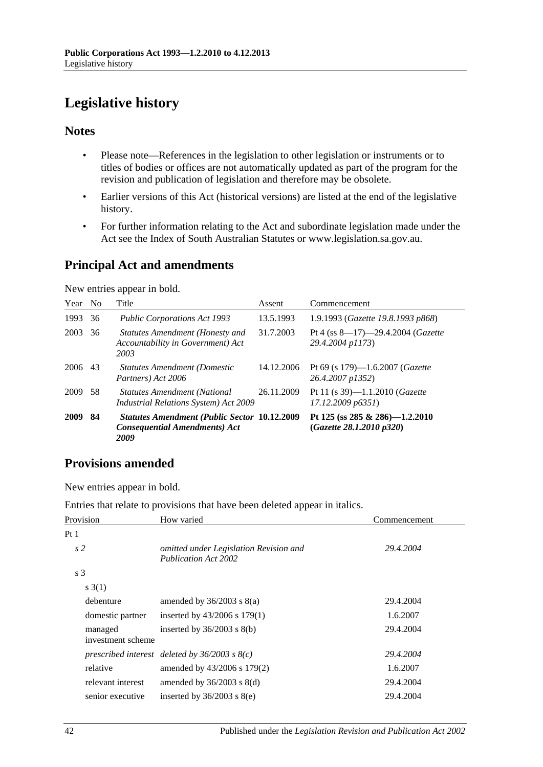# Legislative history

## Notes

- Please note—References in the legislation to other legislation or instruments or to titles of bodies or offices are not automatically updated as part of the program for the revision and publication of legislation and therefore may be obsolete.
- Earlier versions of this Act (historical versions) are listed at the end of the legislative history.
- For further information relating to the Act and subordinate legislation made under the Act see the Index of South Australian Statutes or www.legislation.sa.gov.au.

## Principal Act and amendments

New entries appear in bold.

| Year | No | Title | Assent | Commencement |
|---|---|---|---|---|
| 1993 | 36 | *Public Corporations Act 1993* | 13.5.1993 | 1.9.1993 (*Gazette 19.8.1993 p868*) |
| 2003 | 36 | *Statutes Amendment (Honesty and Accountability in Government) Act 2003* | 31.7.2003 | Pt 4 (ss 8—17)—29.4.2004 (*Gazette 29.4.2004 p1173*) |
| 2006 | 43 | *Statutes Amendment (Domestic Partners) Act 2006* | 14.12.2006 | Pt 69 (s 179)—1.6.2007 (*Gazette 26.4.2007 p1352*) |
| 2009 | 58 | *Statutes Amendment (National Industrial Relations System) Act 2009* | 26.11.2009 | Pt 11 (s 39)—1.1.2010 (*Gazette 17.12.2009 p6351*) |
| **2009** | **84** | ***Statutes Amendment (Public Sector Consequential Amendments) Act 2009*** | **10.12.2009** | **Pt 125 (ss 285 & 286)—1.2.2010 (*Gazette 28.1.2010 p320*)** |

## Provisions amended

New entries appear in bold.

Entries that relate to provisions that have been deleted appear in italics.

| Provision | How varied | Commencement |
|---|---|---|
| Pt 1 | | |
| *s 2* | *omitted under Legislation Revision and Publication Act 2002* | *29.4.2004* |
| s 3 | | |
| s 3(1) | | |
| debenture | amended by 36/2003 s 8(a) | 29.4.2004 |
| domestic partner | inserted by 43/2006 s 179(1) | 1.6.2007 |
| managed investment scheme | inserted by 36/2003 s 8(b) | 29.4.2004 |
| *prescribed interest* | *deleted by 36/2003 s 8(c)* | *29.4.2004* |
| relative | amended by 43/2006 s 179(2) | 1.6.2007 |
| relevant interest | amended by 36/2003 s 8(d) | 29.4.2004 |
| senior executive | inserted by 36/2003 s 8(e) | 29.4.2004 |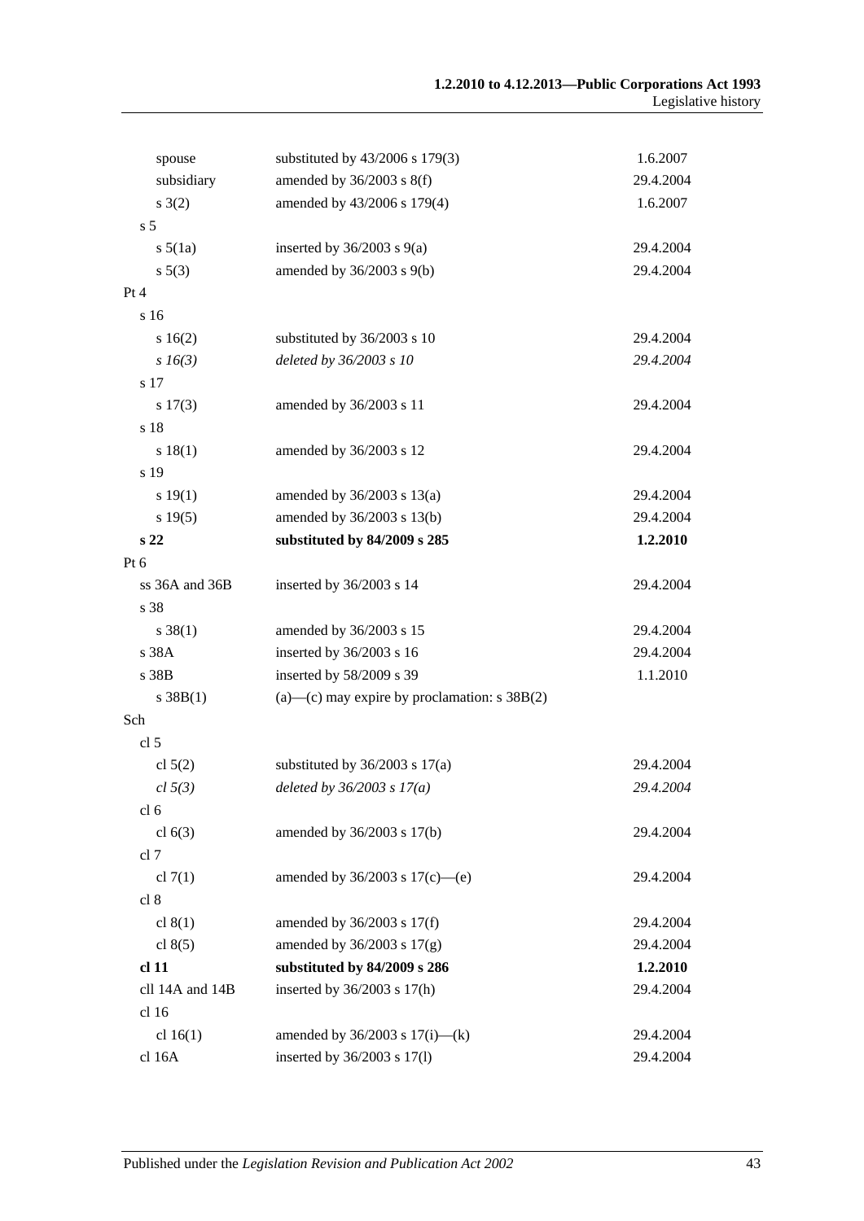| | | |
|---|---|---|
| spouse | substituted by 43/2006 s 179(3) | 1.6.2007 |
| subsidiary | amended by 36/2003 s 8(f) | 29.4.2004 |
| s 3(2) | amended by 43/2006 s 179(4) | 1.6.2007 |
| s 5 | | |
| s 5(1a) | inserted by 36/2003 s 9(a) | 29.4.2004 |
| s 5(3) | amended by 36/2003 s 9(b) | 29.4.2004 |
| Pt 4 | | |
| s 16 | | |
| s 16(2) | substituted by 36/2003 s 10 | 29.4.2004 |
| *s 16(3)* | *deleted by 36/2003 s 10* | *29.4.2004* |
| s 17 | | |
| s 17(3) | amended by 36/2003 s 11 | 29.4.2004 |
| s 18 | | |
| s 18(1) | amended by 36/2003 s 12 | 29.4.2004 |
| s 19 | | |
| s 19(1) | amended by 36/2003 s 13(a) | 29.4.2004 |
| s 19(5) | amended by 36/2003 s 13(b) | 29.4.2004 |
| **s 22** | **substituted by 84/2009 s 285** | **1.2.2010** |
| Pt 6 | | |
| ss 36A and 36B | inserted by 36/2003 s 14 | 29.4.2004 |
| s 38 | | |
| s 38(1) | amended by 36/2003 s 15 | 29.4.2004 |
| s 38A | inserted by 36/2003 s 16 | 29.4.2004 |
| s 38B | inserted by 58/2009 s 39 | 1.1.2010 |
| s 38B(1) | (a)—(c) may expire by proclamation: s 38B(2) | |
| Sch | | |
| cl 5 | | |
| cl 5(2) | substituted by 36/2003 s 17(a) | 29.4.2004 |
| *cl 5(3)* | *deleted by 36/2003 s 17(a)* | *29.4.2004* |
| cl 6 | | |
| cl 6(3) | amended by 36/2003 s 17(b) | 29.4.2004 |
| cl 7 | | |
| cl 7(1) | amended by 36/2003 s 17(c)—(e) | 29.4.2004 |
| cl 8 | | |
| cl 8(1) | amended by 36/2003 s 17(f) | 29.4.2004 |
| cl 8(5) | amended by 36/2003 s 17(g) | 29.4.2004 |
| **cl 11** | **substituted by 84/2009 s 286** | **1.2.2010** |
| cll 14A and 14B | inserted by 36/2003 s 17(h) | 29.4.2004 |
| cl 16 | | |
| cl 16(1) | amended by 36/2003 s 17(i)—(k) | 29.4.2004 |
| cl 16A | inserted by 36/2003 s 17(l) | 29.4.2004 |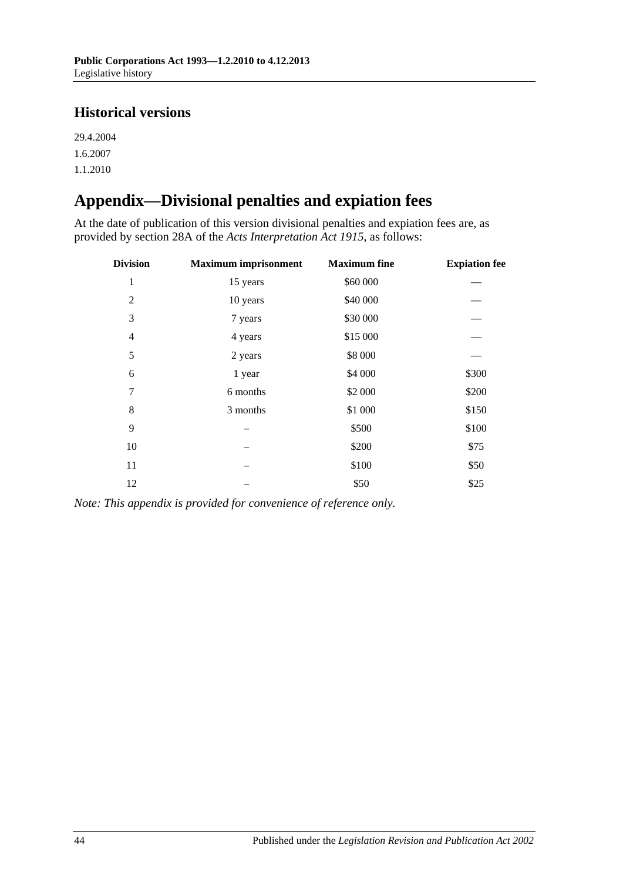## Historical versions

29.4.2004

1.6.2007

1.1.2010

# Appendix—Divisional penalties and expiation fees

At the date of publication of this version divisional penalties and expiation fees are, as provided by section 28A of the *Acts Interpretation Act 1915*, as follows:

| Division | Maximum imprisonment | Maximum fine | Expiation fee |
|---|---|---|---|
| 1 | 15 years | \$60 000 | — |
| 2 | 10 years | \$40 000 | — |
| 3 | 7 years | \$30 000 | — |
| 4 | 4 years | \$15 000 | — |
| 5 | 2 years | \$8 000 | — |
| 6 | 1 year | \$4 000 | \$300 |
| 7 | 6 months | \$2 000 | \$200 |
| 8 | 3 months | \$1 000 | \$150 |
| 9 | – | \$500 | \$100 |
| 10 | – | \$200 | \$75 |
| 11 | – | \$100 | \$50 |
| 12 | – | \$50 | \$25 |

*Note: This appendix is provided for convenience of reference only.*